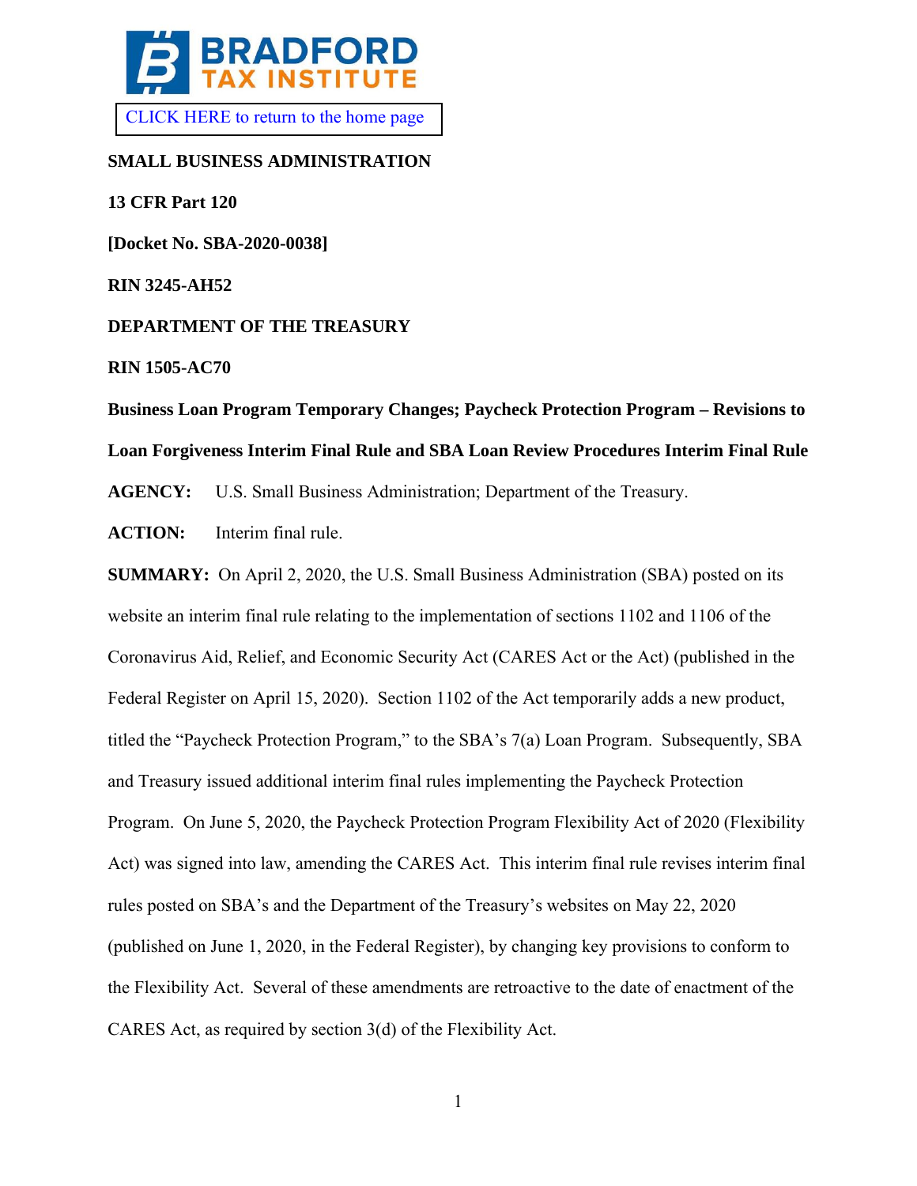CLICK HERE to return to the home page

**SMALL BUSINESS ADMINISTRATION**

**13 CFR Part 120**

**[Docket No. SBA-2020-0038]**

**RIN 3245-AH52**

**DEPARTMENT OF THE TREASURY**

**RIN 1505-AC70**

**Business Loan Program Temporary Changes; Paycheck Protection Program – Revisions to Loan Forgiveness Interim Final Rule and SBA Loan Review Procedures Interim Final Rule**

**AGENCY:** U.S. Small Business Administration; Department of the Treasury.

**ACTION:** Interim final rule.

**SUMMARY:** On April 2, 2020, the U.S. Small Business Administration (SBA) posted on its website an interim final rule relating to the implementation of sections 1102 and 1106 of the Coronavirus Aid, Relief, and Economic Security Act (CARES Act or the Act) (published in the Federal Register on April 15, 2020). Section 1102 of the Act temporarily adds a new product, titled the "Paycheck Protection Program," to the SBA's 7(a) Loan Program. Subsequently, SBA and Treasury issued additional interim final rules implementing the Paycheck Protection Program. On June 5, 2020, the Paycheck Protection Program Flexibility Act of 2020 (Flexibility Act) was signed into law, amending the CARES Act. This interim final rule revises interim final rules posted on SBA's and the Department of the Treasury's websites on May 22, 2020 (published on June 1, 2020, in the Federal Register), by changing key provisions to conform to the Flexibility Act. Several of these amendments are retroactive to the date of enactment of the CARES Act, as required by section 3(d) of the Flexibility Act.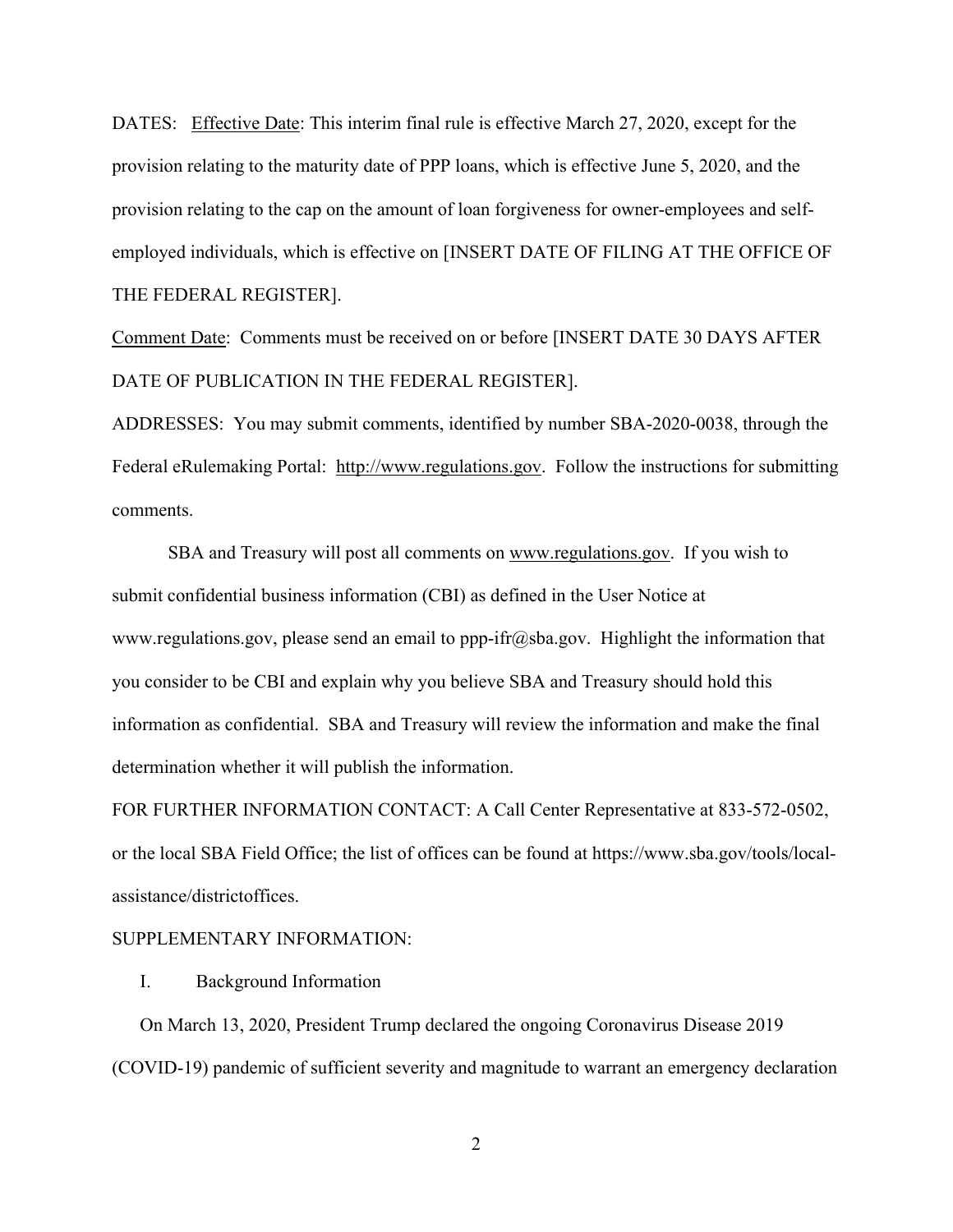DATES: Effective Date: This interim final rule is effective March 27, 2020, except for the provision relating to the maturity date of PPP loans, which is effective June 5, 2020, and the provision relating to the cap on the amount of loan forgiveness for owner-employees and self-employed individuals, which is effective on [INSERT DATE OF FILING AT THE OFFICE OF THE FEDERAL REGISTER].

Comment Date: Comments must be received on or before [INSERT DATE 30 DAYS AFTER DATE OF PUBLICATION IN THE FEDERAL REGISTER].

ADDRESSES: You may submit comments, identified by number SBA-2020-0038, through the Federal eRulemaking Portal: http://www.regulations.gov. Follow the instructions for submitting comments.

SBA and Treasury will post all comments on www.regulations.gov. If you wish to submit confidential business information (CBI) as defined in the User Notice at www.regulations.gov, please send an email to ppp-ifr@sba.gov. Highlight the information that you consider to be CBI and explain why you believe SBA and Treasury should hold this information as confidential. SBA and Treasury will review the information and make the final determination whether it will publish the information.

FOR FURTHER INFORMATION CONTACT: A Call Center Representative at 833-572-0502, or the local SBA Field Office; the list of offices can be found at https://www.sba.gov/tools/local-assistance/districtoffices.

SUPPLEMENTARY INFORMATION:

I. Background Information

On March 13, 2020, President Trump declared the ongoing Coronavirus Disease 2019 (COVID-19) pandemic of sufficient severity and magnitude to warrant an emergency declaration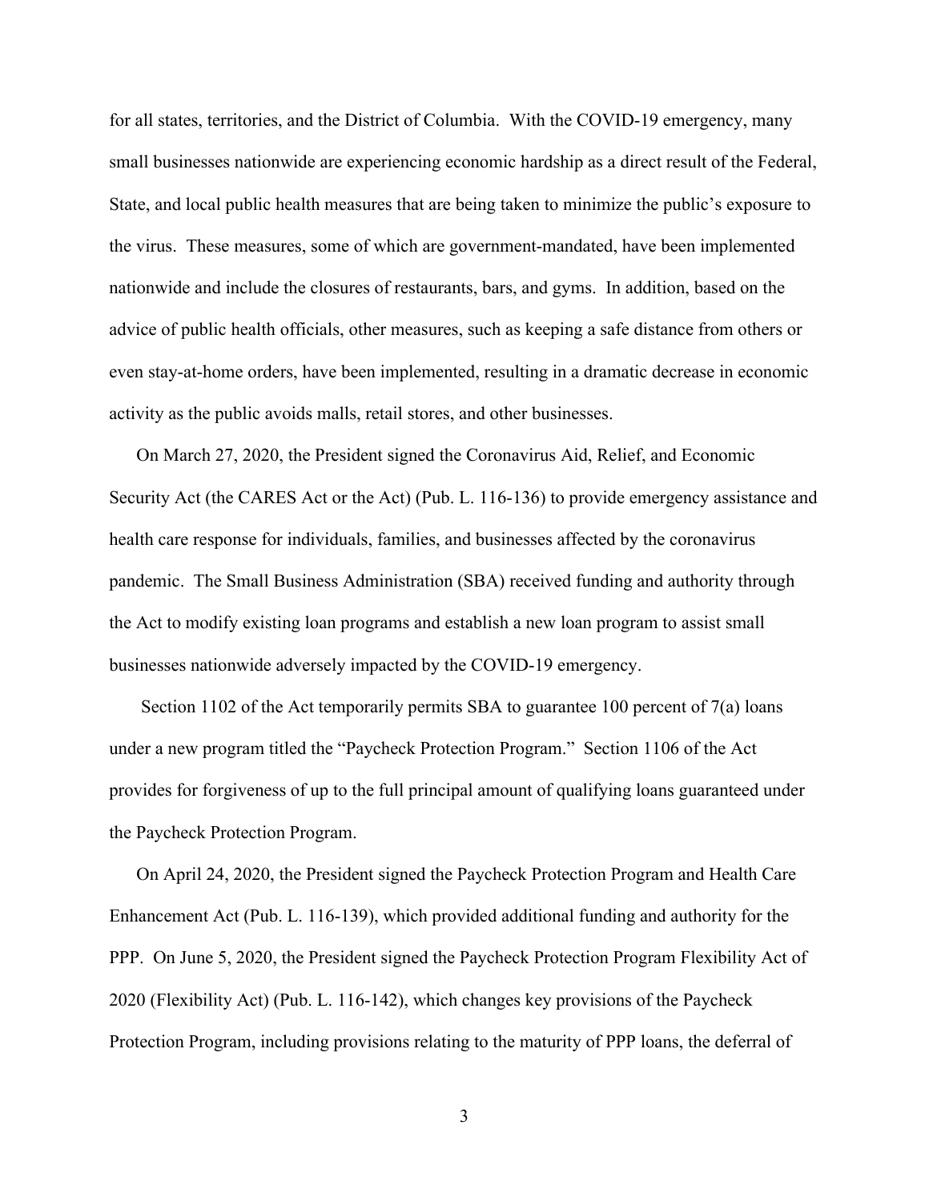for all states, territories, and the District of Columbia. With the COVID-19 emergency, many small businesses nationwide are experiencing economic hardship as a direct result of the Federal, State, and local public health measures that are being taken to minimize the public's exposure to the virus. These measures, some of which are government-mandated, have been implemented nationwide and include the closures of restaurants, bars, and gyms. In addition, based on the advice of public health officials, other measures, such as keeping a safe distance from others or even stay-at-home orders, have been implemented, resulting in a dramatic decrease in economic activity as the public avoids malls, retail stores, and other businesses.

On March 27, 2020, the President signed the Coronavirus Aid, Relief, and Economic Security Act (the CARES Act or the Act) (Pub. L. 116-136) to provide emergency assistance and health care response for individuals, families, and businesses affected by the coronavirus pandemic. The Small Business Administration (SBA) received funding and authority through the Act to modify existing loan programs and establish a new loan program to assist small businesses nationwide adversely impacted by the COVID-19 emergency.

Section 1102 of the Act temporarily permits SBA to guarantee 100 percent of 7(a) loans under a new program titled the "Paycheck Protection Program." Section 1106 of the Act provides for forgiveness of up to the full principal amount of qualifying loans guaranteed under the Paycheck Protection Program.

On April 24, 2020, the President signed the Paycheck Protection Program and Health Care Enhancement Act (Pub. L. 116-139), which provided additional funding and authority for the PPP. On June 5, 2020, the President signed the Paycheck Protection Program Flexibility Act of 2020 (Flexibility Act) (Pub. L. 116-142), which changes key provisions of the Paycheck Protection Program, including provisions relating to the maturity of PPP loans, the deferral of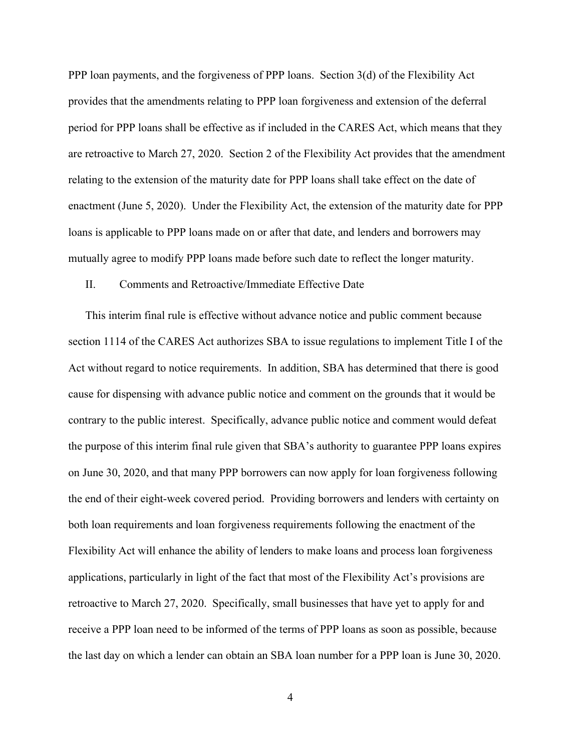PPP loan payments, and the forgiveness of PPP loans. Section 3(d) of the Flexibility Act provides that the amendments relating to PPP loan forgiveness and extension of the deferral period for PPP loans shall be effective as if included in the CARES Act, which means that they are retroactive to March 27, 2020. Section 2 of the Flexibility Act provides that the amendment relating to the extension of the maturity date for PPP loans shall take effect on the date of enactment (June 5, 2020). Under the Flexibility Act, the extension of the maturity date for PPP loans is applicable to PPP loans made on or after that date, and lenders and borrowers may mutually agree to modify PPP loans made before such date to reflect the longer maturity.

## II. Comments and Retroactive/Immediate Effective Date

This interim final rule is effective without advance notice and public comment because section 1114 of the CARES Act authorizes SBA to issue regulations to implement Title I of the Act without regard to notice requirements. In addition, SBA has determined that there is good cause for dispensing with advance public notice and comment on the grounds that it would be contrary to the public interest. Specifically, advance public notice and comment would defeat the purpose of this interim final rule given that SBA's authority to guarantee PPP loans expires on June 30, 2020, and that many PPP borrowers can now apply for loan forgiveness following the end of their eight-week covered period. Providing borrowers and lenders with certainty on both loan requirements and loan forgiveness requirements following the enactment of the Flexibility Act will enhance the ability of lenders to make loans and process loan forgiveness applications, particularly in light of the fact that most of the Flexibility Act's provisions are retroactive to March 27, 2020. Specifically, small businesses that have yet to apply for and receive a PPP loan need to be informed of the terms of PPP loans as soon as possible, because the last day on which a lender can obtain an SBA loan number for a PPP loan is June 30, 2020.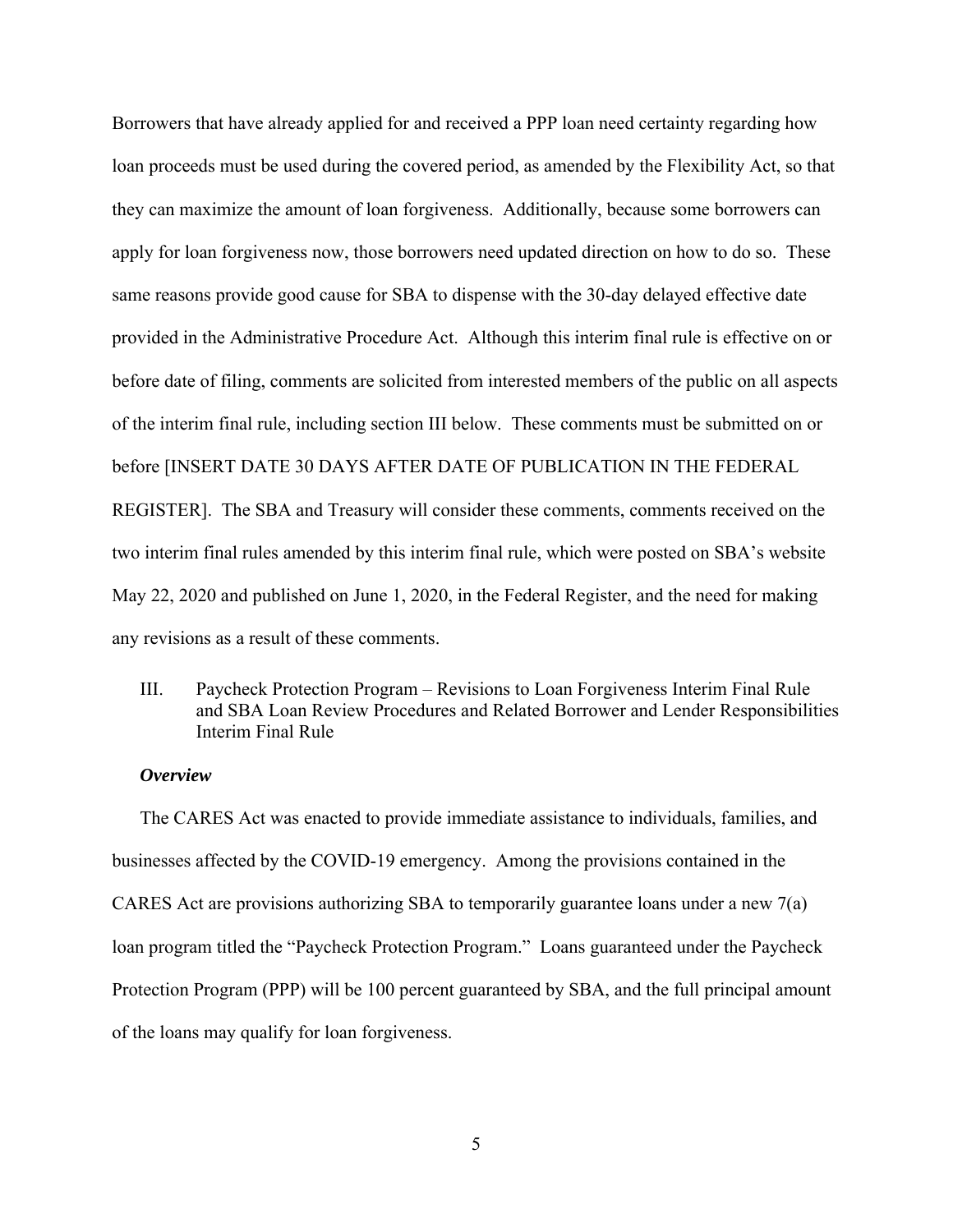Borrowers that have already applied for and received a PPP loan need certainty regarding how loan proceeds must be used during the covered period, as amended by the Flexibility Act, so that they can maximize the amount of loan forgiveness. Additionally, because some borrowers can apply for loan forgiveness now, those borrowers need updated direction on how to do so. These same reasons provide good cause for SBA to dispense with the 30-day delayed effective date provided in the Administrative Procedure Act. Although this interim final rule is effective on or before date of filing, comments are solicited from interested members of the public on all aspects of the interim final rule, including section III below. These comments must be submitted on or before [INSERT DATE 30 DAYS AFTER DATE OF PUBLICATION IN THE FEDERAL REGISTER]. The SBA and Treasury will consider these comments, comments received on the two interim final rules amended by this interim final rule, which were posted on SBA's website May 22, 2020 and published on June 1, 2020, in the Federal Register, and the need for making any revisions as a result of these comments.

## III. Paycheck Protection Program – Revisions to Loan Forgiveness Interim Final Rule and SBA Loan Review Procedures and Related Borrower and Lender Responsibilities Interim Final Rule

***Overview***

The CARES Act was enacted to provide immediate assistance to individuals, families, and businesses affected by the COVID-19 emergency. Among the provisions contained in the CARES Act are provisions authorizing SBA to temporarily guarantee loans under a new 7(a) loan program titled the "Paycheck Protection Program." Loans guaranteed under the Paycheck Protection Program (PPP) will be 100 percent guaranteed by SBA, and the full principal amount of the loans may qualify for loan forgiveness.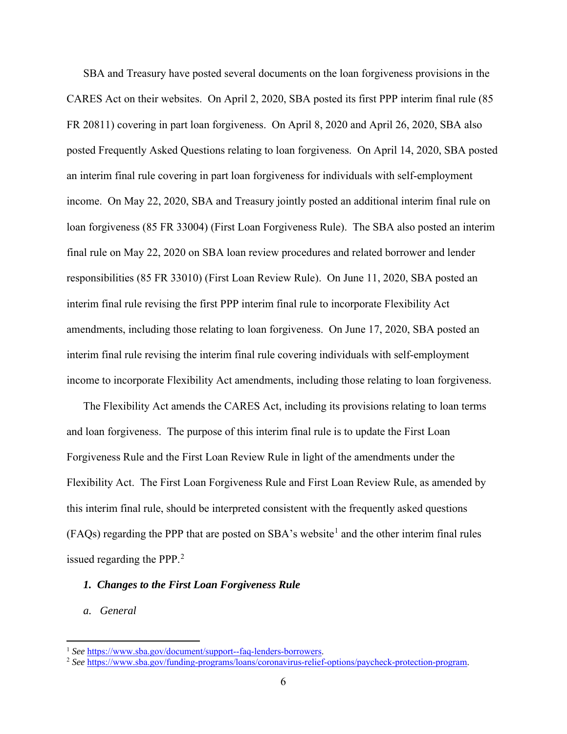SBA and Treasury have posted several documents on the loan forgiveness provisions in the CARES Act on their websites. On April 2, 2020, SBA posted its first PPP interim final rule (85 FR 20811) covering in part loan forgiveness. On April 8, 2020 and April 26, 2020, SBA also posted Frequently Asked Questions relating to loan forgiveness. On April 14, 2020, SBA posted an interim final rule covering in part loan forgiveness for individuals with self-employment income. On May 22, 2020, SBA and Treasury jointly posted an additional interim final rule on loan forgiveness (85 FR 33004) (First Loan Forgiveness Rule). The SBA also posted an interim final rule on May 22, 2020 on SBA loan review procedures and related borrower and lender responsibilities (85 FR 33010) (First Loan Review Rule). On June 11, 2020, SBA posted an interim final rule revising the first PPP interim final rule to incorporate Flexibility Act amendments, including those relating to loan forgiveness. On June 17, 2020, SBA posted an interim final rule revising the interim final rule covering individuals with self-employment income to incorporate Flexibility Act amendments, including those relating to loan forgiveness.

The Flexibility Act amends the CARES Act, including its provisions relating to loan terms and loan forgiveness. The purpose of this interim final rule is to update the First Loan Forgiveness Rule and the First Loan Review Rule in light of the amendments under the Flexibility Act. The First Loan Forgiveness Rule and First Loan Review Rule, as amended by this interim final rule, should be interpreted consistent with the frequently asked questions (FAQs) regarding the PPP that are posted on SBA's website[1] and the other interim final rules issued regarding the PPP.[2]

***1. Changes to the First Loan Forgiveness Rule***

*a. General*

[1] *See* https://www.sba.gov/document/support--faq-lenders-borrowers.

[2] *See* https://www.sba.gov/funding-programs/loans/coronavirus-relief-options/paycheck-protection-program.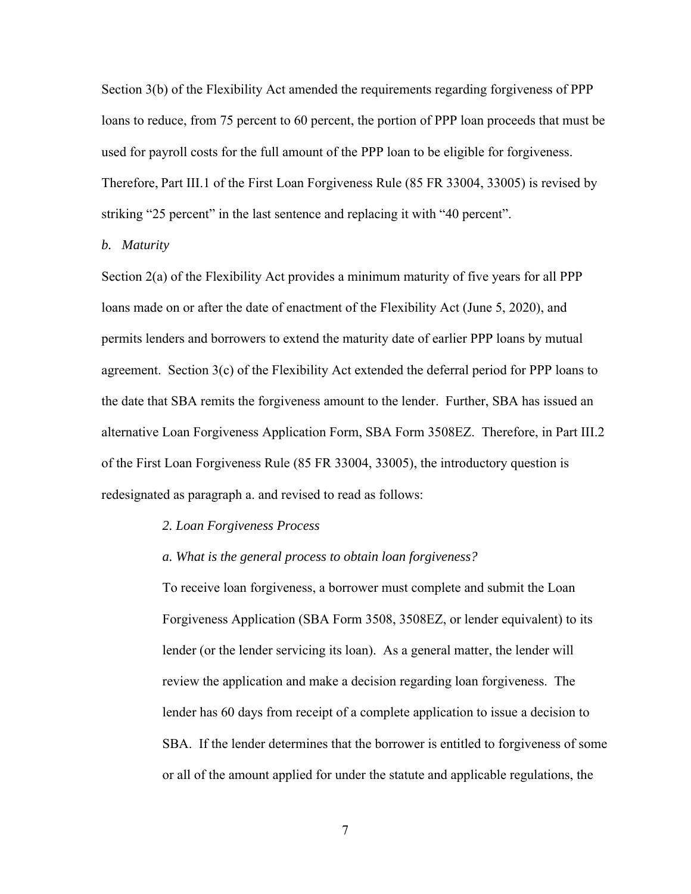Section 3(b) of the Flexibility Act amended the requirements regarding forgiveness of PPP loans to reduce, from 75 percent to 60 percent, the portion of PPP loan proceeds that must be used for payroll costs for the full amount of the PPP loan to be eligible for forgiveness. Therefore, Part III.1 of the First Loan Forgiveness Rule (85 FR 33004, 33005) is revised by striking “25 percent” in the last sentence and replacing it with “40 percent”.

*b. Maturity*

Section 2(a) of the Flexibility Act provides a minimum maturity of five years for all PPP loans made on or after the date of enactment of the Flexibility Act (June 5, 2020), and permits lenders and borrowers to extend the maturity date of earlier PPP loans by mutual agreement. Section 3(c) of the Flexibility Act extended the deferral period for PPP loans to the date that SBA remits the forgiveness amount to the lender. Further, SBA has issued an alternative Loan Forgiveness Application Form, SBA Form 3508EZ. Therefore, in Part III.2 of the First Loan Forgiveness Rule (85 FR 33004, 33005), the introductory question is redesignated as paragraph a. and revised to read as follows:

> *2. Loan Forgiveness Process*
>
> *a. What is the general process to obtain loan forgiveness?*
>
> To receive loan forgiveness, a borrower must complete and submit the Loan Forgiveness Application (SBA Form 3508, 3508EZ, or lender equivalent) to its lender (or the lender servicing its loan). As a general matter, the lender will review the application and make a decision regarding loan forgiveness. The lender has 60 days from receipt of a complete application to issue a decision to SBA. If the lender determines that the borrower is entitled to forgiveness of some or all of the amount applied for under the statute and applicable regulations, the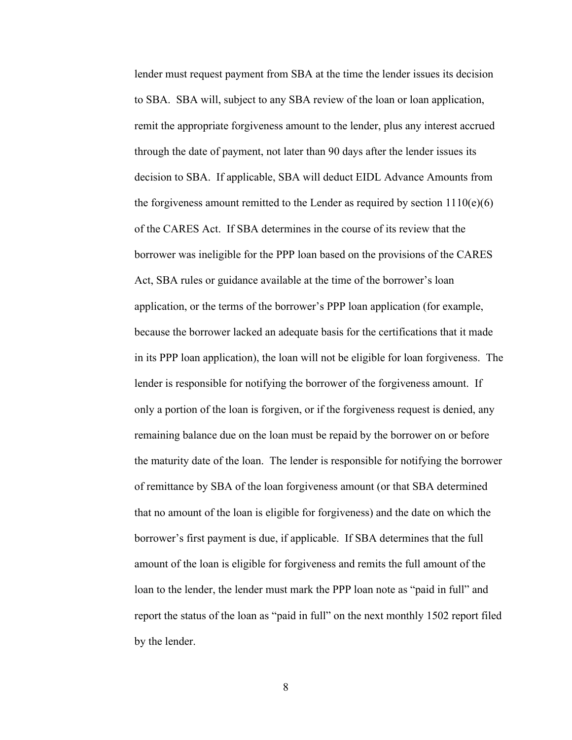lender must request payment from SBA at the time the lender issues its decision to SBA. SBA will, subject to any SBA review of the loan or loan application, remit the appropriate forgiveness amount to the lender, plus any interest accrued through the date of payment, not later than 90 days after the lender issues its decision to SBA. If applicable, SBA will deduct EIDL Advance Amounts from the forgiveness amount remitted to the Lender as required by section 1110(e)(6) of the CARES Act. If SBA determines in the course of its review that the borrower was ineligible for the PPP loan based on the provisions of the CARES Act, SBA rules or guidance available at the time of the borrower's loan application, or the terms of the borrower's PPP loan application (for example, because the borrower lacked an adequate basis for the certifications that it made in its PPP loan application), the loan will not be eligible for loan forgiveness. The lender is responsible for notifying the borrower of the forgiveness amount. If only a portion of the loan is forgiven, or if the forgiveness request is denied, any remaining balance due on the loan must be repaid by the borrower on or before the maturity date of the loan. The lender is responsible for notifying the borrower of remittance by SBA of the loan forgiveness amount (or that SBA determined that no amount of the loan is eligible for forgiveness) and the date on which the borrower's first payment is due, if applicable. If SBA determines that the full amount of the loan is eligible for forgiveness and remits the full amount of the loan to the lender, the lender must mark the PPP loan note as "paid in full" and report the status of the loan as "paid in full" on the next monthly 1502 report filed by the lender.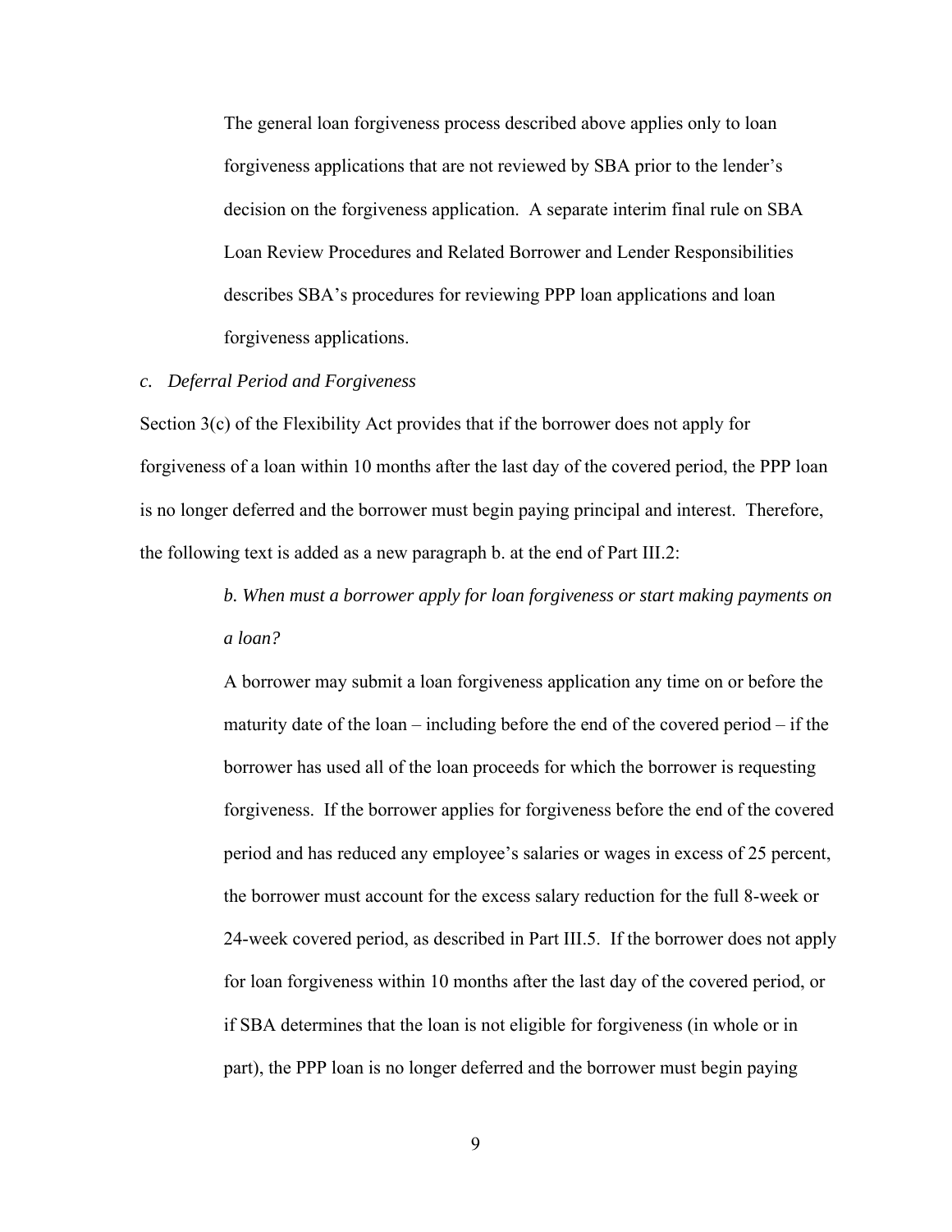The general loan forgiveness process described above applies only to loan forgiveness applications that are not reviewed by SBA prior to the lender's decision on the forgiveness application. A separate interim final rule on SBA Loan Review Procedures and Related Borrower and Lender Responsibilities describes SBA's procedures for reviewing PPP loan applications and loan forgiveness applications.

*c. Deferral Period and Forgiveness*

Section 3(c) of the Flexibility Act provides that if the borrower does not apply for forgiveness of a loan within 10 months after the last day of the covered period, the PPP loan is no longer deferred and the borrower must begin paying principal and interest. Therefore, the following text is added as a new paragraph b. at the end of Part III.2:

> *b. When must a borrower apply for loan forgiveness or start making payments on a loan?*
>
> A borrower may submit a loan forgiveness application any time on or before the maturity date of the loan – including before the end of the covered period – if the borrower has used all of the loan proceeds for which the borrower is requesting forgiveness. If the borrower applies for forgiveness before the end of the covered period and has reduced any employee's salaries or wages in excess of 25 percent, the borrower must account for the excess salary reduction for the full 8-week or 24-week covered period, as described in Part III.5. If the borrower does not apply for loan forgiveness within 10 months after the last day of the covered period, or if SBA determines that the loan is not eligible for forgiveness (in whole or in part), the PPP loan is no longer deferred and the borrower must begin paying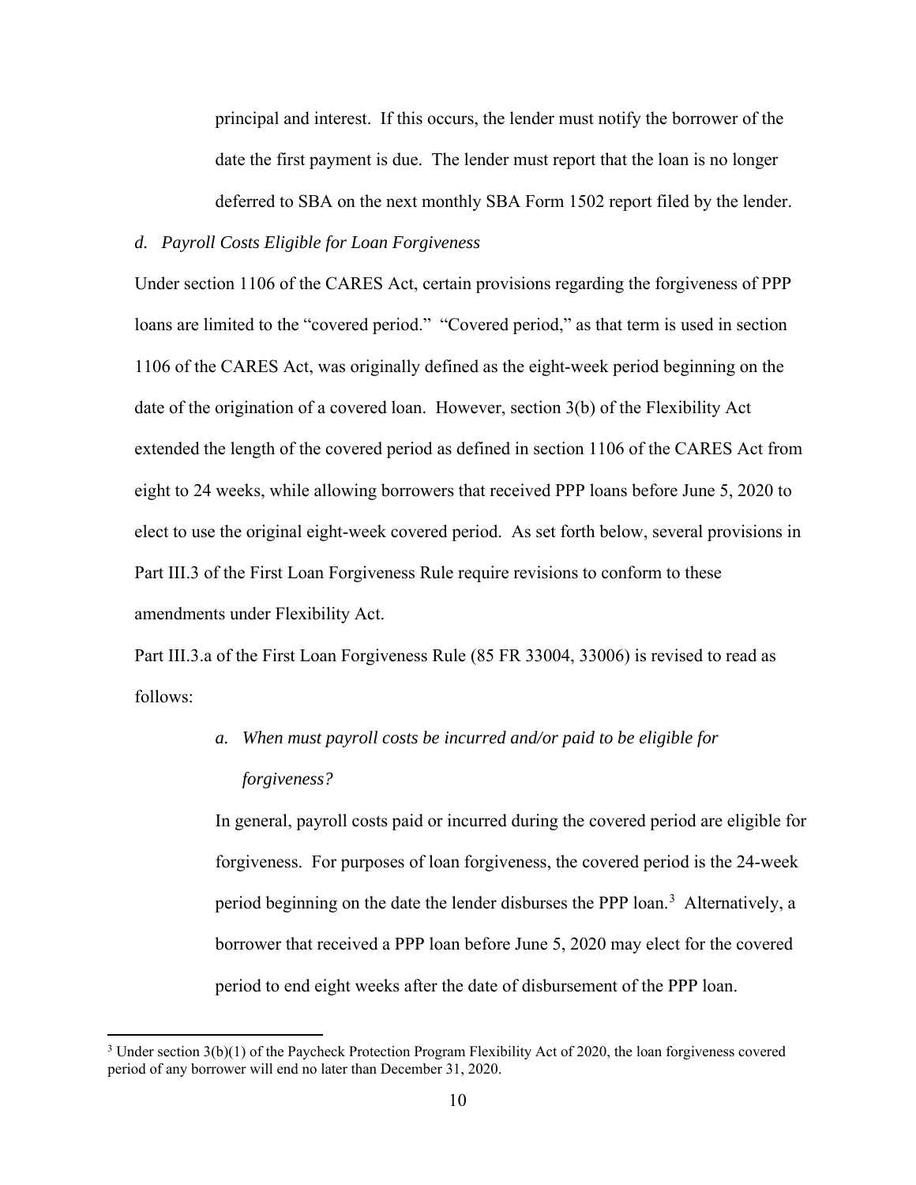principal and interest. If this occurs, the lender must notify the borrower of the date the first payment is due. The lender must report that the loan is no longer deferred to SBA on the next monthly SBA Form 1502 report filed by the lender.

*d. Payroll Costs Eligible for Loan Forgiveness*

Under section 1106 of the CARES Act, certain provisions regarding the forgiveness of PPP loans are limited to the "covered period." "Covered period," as that term is used in section 1106 of the CARES Act, was originally defined as the eight-week period beginning on the date of the origination of a covered loan. However, section 3(b) of the Flexibility Act extended the length of the covered period as defined in section 1106 of the CARES Act from eight to 24 weeks, while allowing borrowers that received PPP loans before June 5, 2020 to elect to use the original eight-week covered period. As set forth below, several provisions in Part III.3 of the First Loan Forgiveness Rule require revisions to conform to these amendments under Flexibility Act.

Part III.3.a of the First Loan Forgiveness Rule (85 FR 33004, 33006) is revised to read as follows:

> *a. When must payroll costs be incurred and/or paid to be eligible for forgiveness?*
>
> In general, payroll costs paid or incurred during the covered period are eligible for forgiveness. For purposes of loan forgiveness, the covered period is the 24-week period beginning on the date the lender disburses the PPP loan.[3] Alternatively, a borrower that received a PPP loan before June 5, 2020 may elect for the covered period to end eight weeks after the date of disbursement of the PPP loan.

[3] Under section 3(b)(1) of the Paycheck Protection Program Flexibility Act of 2020, the loan forgiveness covered period of any borrower will end no later than December 31, 2020.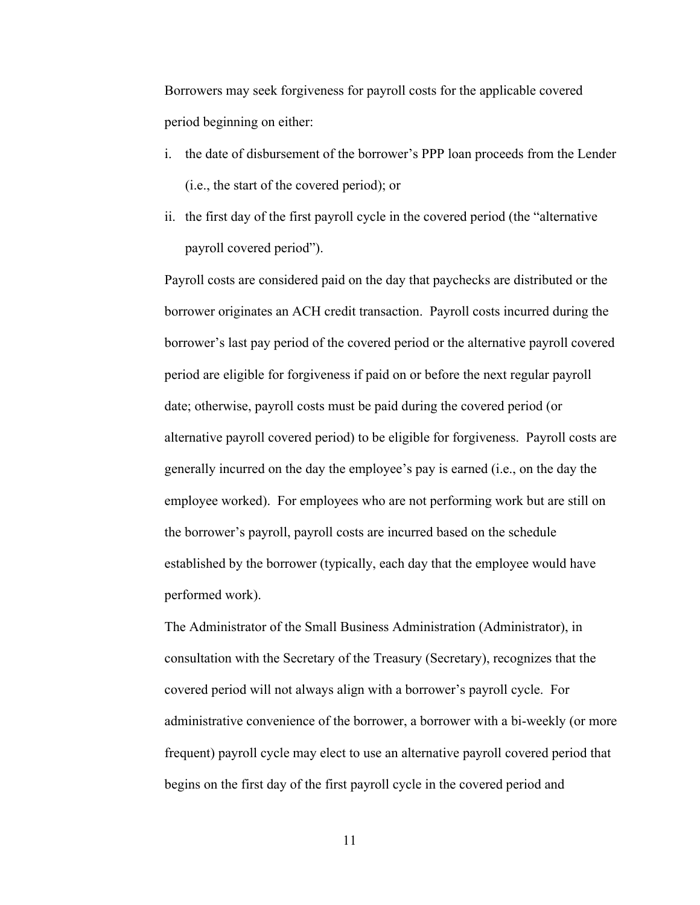Borrowers may seek forgiveness for payroll costs for the applicable covered period beginning on either:

i. the date of disbursement of the borrower's PPP loan proceeds from the Lender (i.e., the start of the covered period); or
ii. the first day of the first payroll cycle in the covered period (the "alternative payroll covered period").

Payroll costs are considered paid on the day that paychecks are distributed or the borrower originates an ACH credit transaction. Payroll costs incurred during the borrower's last pay period of the covered period or the alternative payroll covered period are eligible for forgiveness if paid on or before the next regular payroll date; otherwise, payroll costs must be paid during the covered period (or alternative payroll covered period) to be eligible for forgiveness. Payroll costs are generally incurred on the day the employee's pay is earned (i.e., on the day the employee worked). For employees who are not performing work but are still on the borrower's payroll, payroll costs are incurred based on the schedule established by the borrower (typically, each day that the employee would have performed work).

The Administrator of the Small Business Administration (Administrator), in consultation with the Secretary of the Treasury (Secretary), recognizes that the covered period will not always align with a borrower's payroll cycle. For administrative convenience of the borrower, a borrower with a bi-weekly (or more frequent) payroll cycle may elect to use an alternative payroll covered period that begins on the first day of the first payroll cycle in the covered period and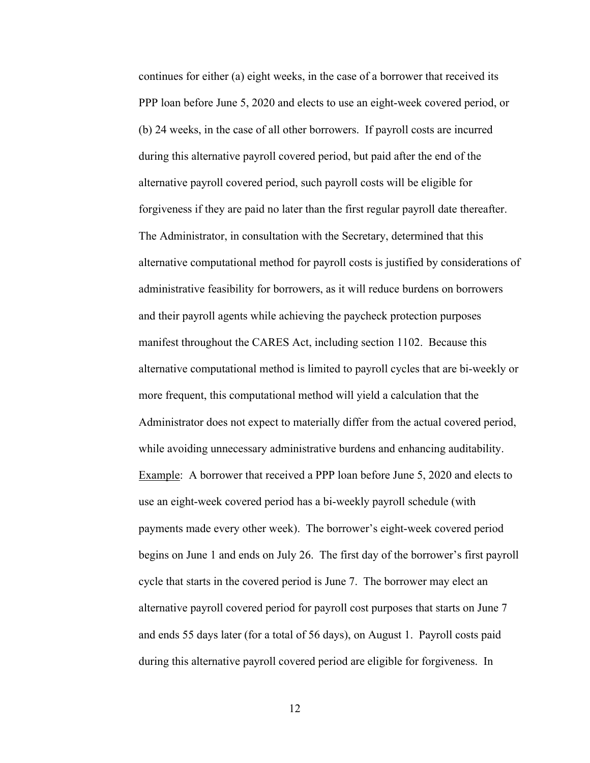continues for either (a) eight weeks, in the case of a borrower that received its PPP loan before June 5, 2020 and elects to use an eight-week covered period, or (b) 24 weeks, in the case of all other borrowers. If payroll costs are incurred during this alternative payroll covered period, but paid after the end of the alternative payroll covered period, such payroll costs will be eligible for forgiveness if they are paid no later than the first regular payroll date thereafter. The Administrator, in consultation with the Secretary, determined that this alternative computational method for payroll costs is justified by considerations of administrative feasibility for borrowers, as it will reduce burdens on borrowers and their payroll agents while achieving the paycheck protection purposes manifest throughout the CARES Act, including section 1102. Because this alternative computational method is limited to payroll cycles that are bi-weekly or more frequent, this computational method will yield a calculation that the Administrator does not expect to materially differ from the actual covered period, while avoiding unnecessary administrative burdens and enhancing auditability.

Example: A borrower that received a PPP loan before June 5, 2020 and elects to use an eight-week covered period has a bi-weekly payroll schedule (with payments made every other week). The borrower's eight-week covered period begins on June 1 and ends on July 26. The first day of the borrower's first payroll cycle that starts in the covered period is June 7. The borrower may elect an alternative payroll covered period for payroll cost purposes that starts on June 7 and ends 55 days later (for a total of 56 days), on August 1. Payroll costs paid during this alternative payroll covered period are eligible for forgiveness. In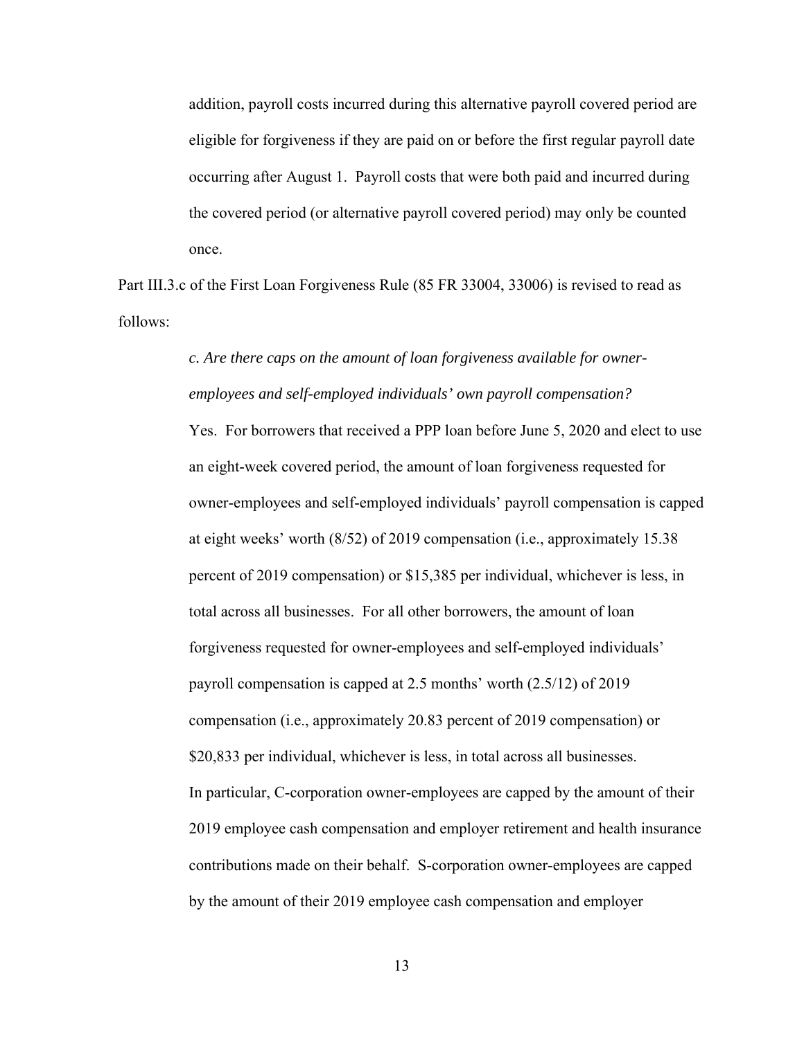addition, payroll costs incurred during this alternative payroll covered period are eligible for forgiveness if they are paid on or before the first regular payroll date occurring after August 1. Payroll costs that were both paid and incurred during the covered period (or alternative payroll covered period) may only be counted once.

Part III.3.c of the First Loan Forgiveness Rule (85 FR 33004, 33006) is revised to read as follows:

*c. Are there caps on the amount of loan forgiveness available for owner-employees and self-employed individuals' own payroll compensation?*

Yes. For borrowers that received a PPP loan before June 5, 2020 and elect to use an eight-week covered period, the amount of loan forgiveness requested for owner-employees and self-employed individuals' payroll compensation is capped at eight weeks' worth (8/52) of 2019 compensation (i.e., approximately 15.38 percent of 2019 compensation) or $15,385 per individual, whichever is less, in total across all businesses. For all other borrowers, the amount of loan forgiveness requested for owner-employees and self-employed individuals' payroll compensation is capped at 2.5 months' worth (2.5/12) of 2019 compensation (i.e., approximately 20.83 percent of 2019 compensation) or $20,833 per individual, whichever is less, in total across all businesses.

In particular, C-corporation owner-employees are capped by the amount of their 2019 employee cash compensation and employer retirement and health insurance contributions made on their behalf. S-corporation owner-employees are capped by the amount of their 2019 employee cash compensation and employer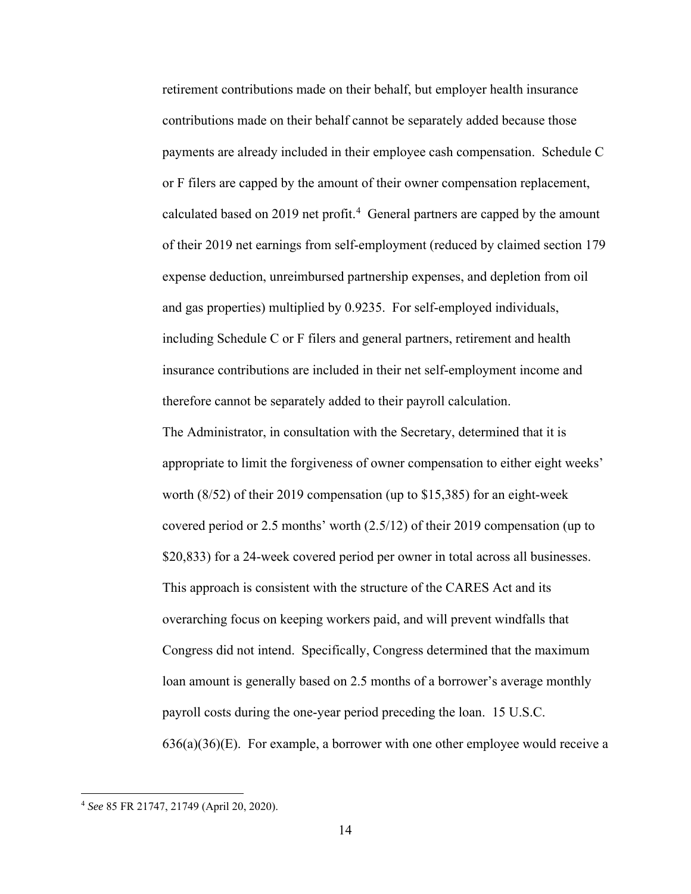retirement contributions made on their behalf, but employer health insurance contributions made on their behalf cannot be separately added because those payments are already included in their employee cash compensation. Schedule C or F filers are capped by the amount of their owner compensation replacement, calculated based on 2019 net profit.[4] General partners are capped by the amount of their 2019 net earnings from self-employment (reduced by claimed section 179 expense deduction, unreimbursed partnership expenses, and depletion from oil and gas properties) multiplied by 0.9235. For self-employed individuals, including Schedule C or F filers and general partners, retirement and health insurance contributions are included in their net self-employment income and therefore cannot be separately added to their payroll calculation.

The Administrator, in consultation with the Secretary, determined that it is appropriate to limit the forgiveness of owner compensation to either eight weeks' worth (8/52) of their 2019 compensation (up to $15,385) for an eight-week covered period or 2.5 months' worth (2.5/12) of their 2019 compensation (up to $20,833) for a 24-week covered period per owner in total across all businesses. This approach is consistent with the structure of the CARES Act and its overarching focus on keeping workers paid, and will prevent windfalls that Congress did not intend. Specifically, Congress determined that the maximum loan amount is generally based on 2.5 months of a borrower's average monthly payroll costs during the one-year period preceding the loan. 15 U.S.C. 636(a)(36)(E). For example, a borrower with one other employee would receive a

---

[4] *See* 85 FR 21747, 21749 (April 20, 2020).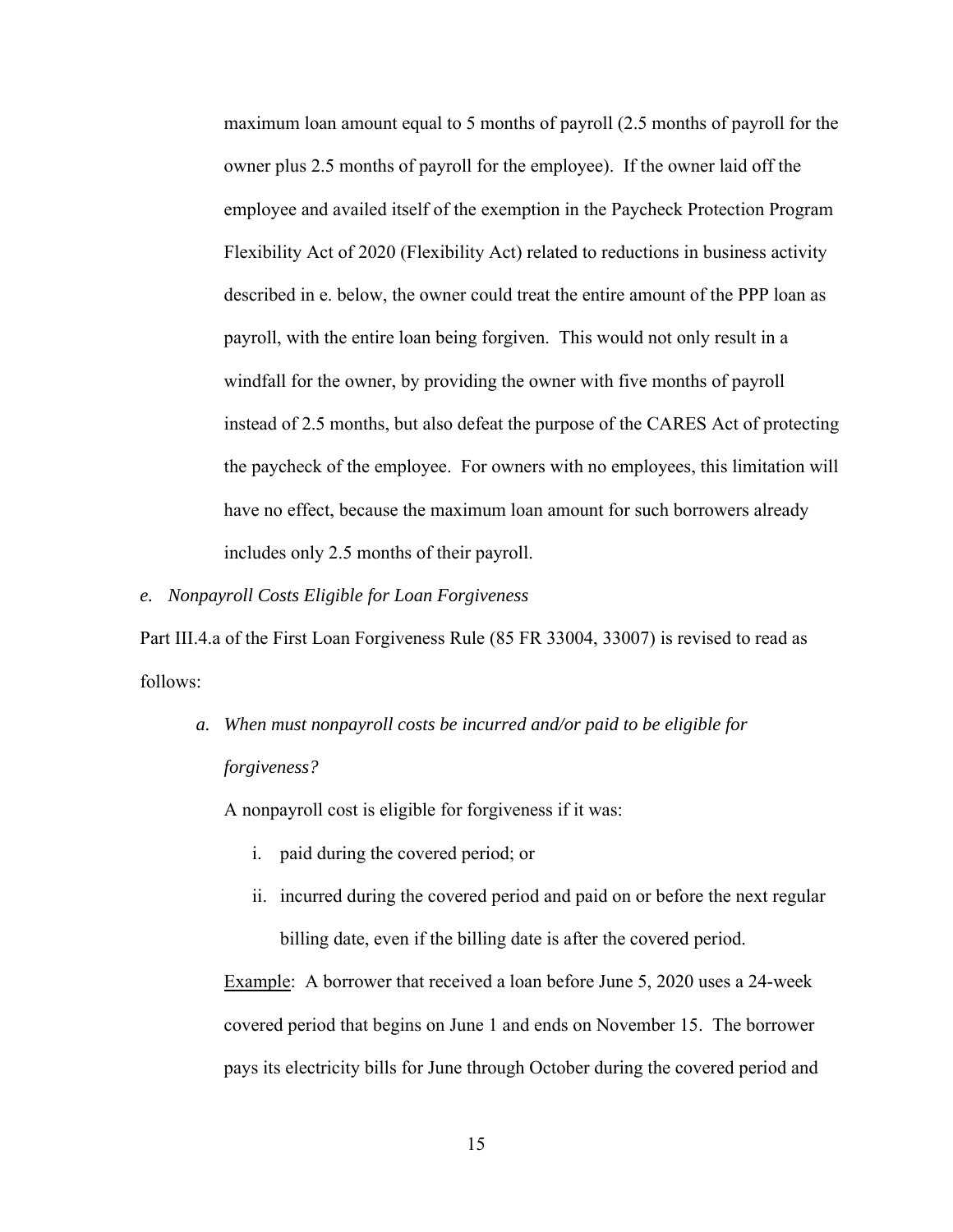maximum loan amount equal to 5 months of payroll (2.5 months of payroll for the owner plus 2.5 months of payroll for the employee). If the owner laid off the employee and availed itself of the exemption in the Paycheck Protection Program Flexibility Act of 2020 (Flexibility Act) related to reductions in business activity described in e. below, the owner could treat the entire amount of the PPP loan as payroll, with the entire loan being forgiven. This would not only result in a windfall for the owner, by providing the owner with five months of payroll instead of 2.5 months, but also defeat the purpose of the CARES Act of protecting the paycheck of the employee. For owners with no employees, this limitation will have no effect, because the maximum loan amount for such borrowers already includes only 2.5 months of their payroll.

*e. Nonpayroll Costs Eligible for Loan Forgiveness*

Part III.4.a of the First Loan Forgiveness Rule (85 FR 33004, 33007) is revised to read as follows:

*a. When must nonpayroll costs be incurred and/or paid to be eligible for forgiveness?*

A nonpayroll cost is eligible for forgiveness if it was:

i. paid during the covered period; or
ii. incurred during the covered period and paid on or before the next regular billing date, even if the billing date is after the covered period.

Example: A borrower that received a loan before June 5, 2020 uses a 24-week covered period that begins on June 1 and ends on November 15. The borrower pays its electricity bills for June through October during the covered period and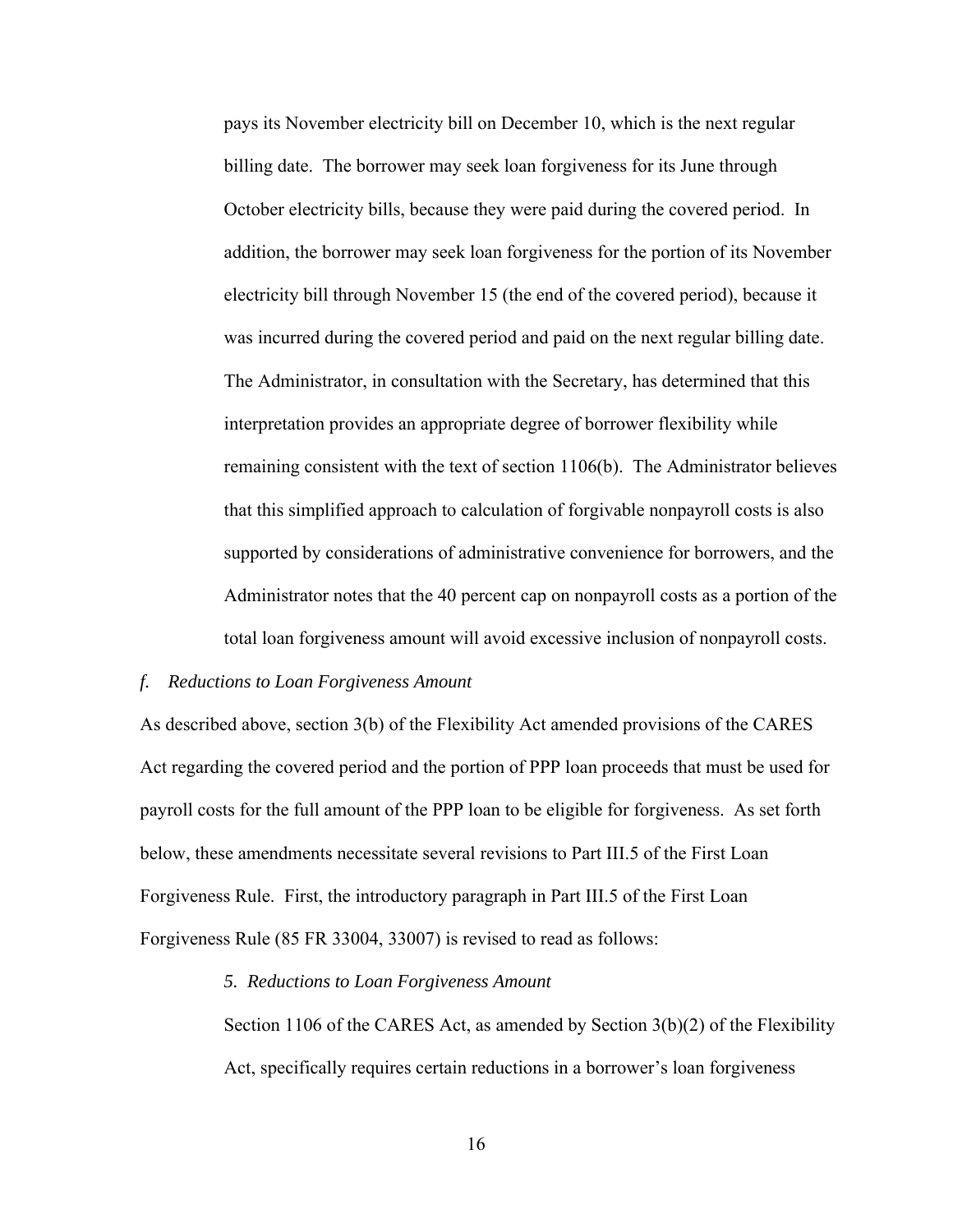pays its November electricity bill on December 10, which is the next regular billing date. The borrower may seek loan forgiveness for its June through October electricity bills, because they were paid during the covered period. In addition, the borrower may seek loan forgiveness for the portion of its November electricity bill through November 15 (the end of the covered period), because it was incurred during the covered period and paid on the next regular billing date. The Administrator, in consultation with the Secretary, has determined that this interpretation provides an appropriate degree of borrower flexibility while remaining consistent with the text of section 1106(b). The Administrator believes that this simplified approach to calculation of forgivable nonpayroll costs is also supported by considerations of administrative convenience for borrowers, and the Administrator notes that the 40 percent cap on nonpayroll costs as a portion of the total loan forgiveness amount will avoid excessive inclusion of nonpayroll costs.

*f. Reductions to Loan Forgiveness Amount*

As described above, section 3(b) of the Flexibility Act amended provisions of the CARES Act regarding the covered period and the portion of PPP loan proceeds that must be used for payroll costs for the full amount of the PPP loan to be eligible for forgiveness. As set forth below, these amendments necessitate several revisions to Part III.5 of the First Loan Forgiveness Rule. First, the introductory paragraph in Part III.5 of the First Loan Forgiveness Rule (85 FR 33004, 33007) is revised to read as follows:

> *5. Reductions to Loan Forgiveness Amount*
>
> Section 1106 of the CARES Act, as amended by Section 3(b)(2) of the Flexibility Act, specifically requires certain reductions in a borrower's loan forgiveness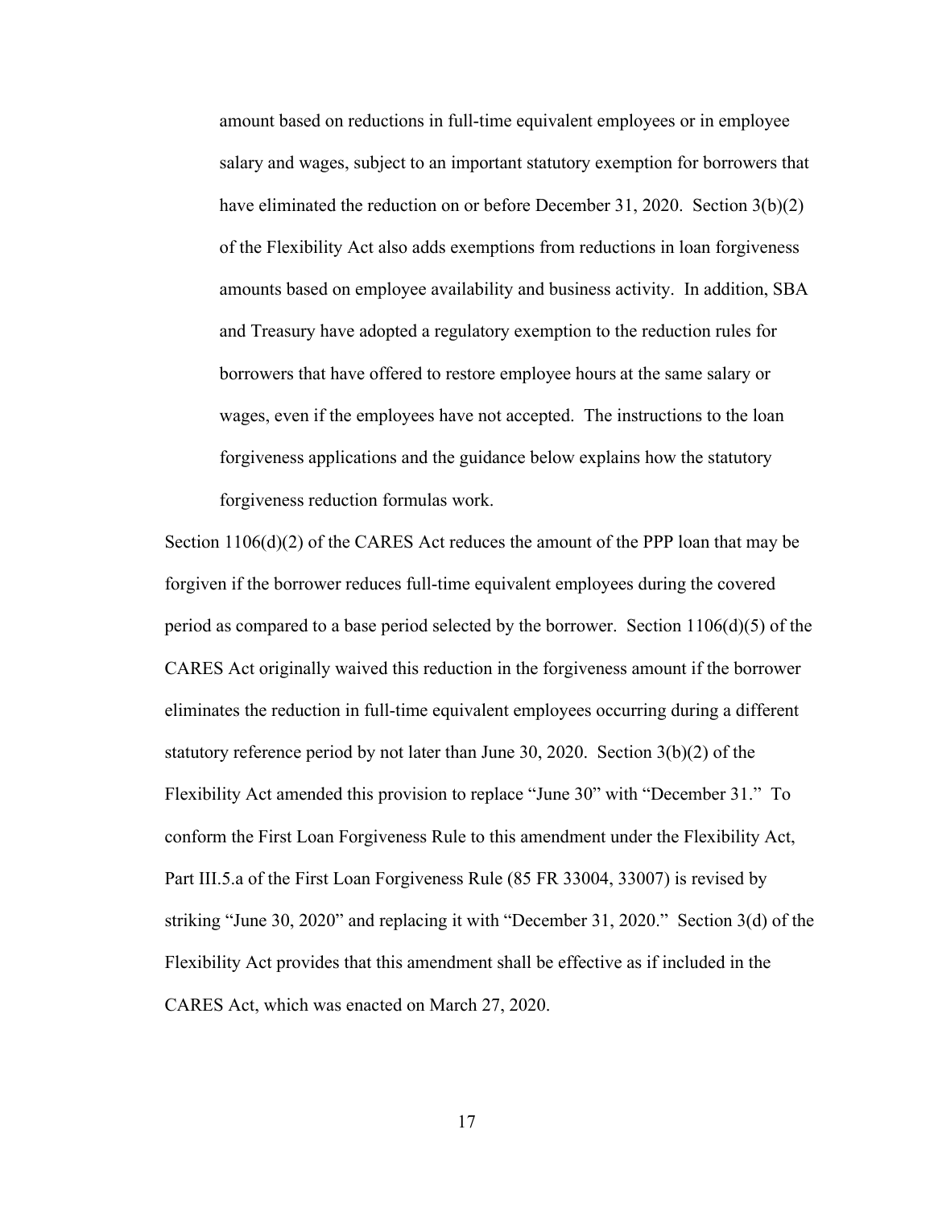> amount based on reductions in full-time equivalent employees or in employee salary and wages, subject to an important statutory exemption for borrowers that have eliminated the reduction on or before December 31, 2020. Section 3(b)(2) of the Flexibility Act also adds exemptions from reductions in loan forgiveness amounts based on employee availability and business activity. In addition, SBA and Treasury have adopted a regulatory exemption to the reduction rules for borrowers that have offered to restore employee hours at the same salary or wages, even if the employees have not accepted. The instructions to the loan forgiveness applications and the guidance below explains how the statutory forgiveness reduction formulas work.

Section 1106(d)(2) of the CARES Act reduces the amount of the PPP loan that may be forgiven if the borrower reduces full-time equivalent employees during the covered period as compared to a base period selected by the borrower. Section 1106(d)(5) of the CARES Act originally waived this reduction in the forgiveness amount if the borrower eliminates the reduction in full-time equivalent employees occurring during a different statutory reference period by not later than June 30, 2020. Section 3(b)(2) of the Flexibility Act amended this provision to replace "June 30" with "December 31." To conform the First Loan Forgiveness Rule to this amendment under the Flexibility Act, Part III.5.a of the First Loan Forgiveness Rule (85 FR 33004, 33007) is revised by striking "June 30, 2020" and replacing it with "December 31, 2020." Section 3(d) of the Flexibility Act provides that this amendment shall be effective as if included in the CARES Act, which was enacted on March 27, 2020.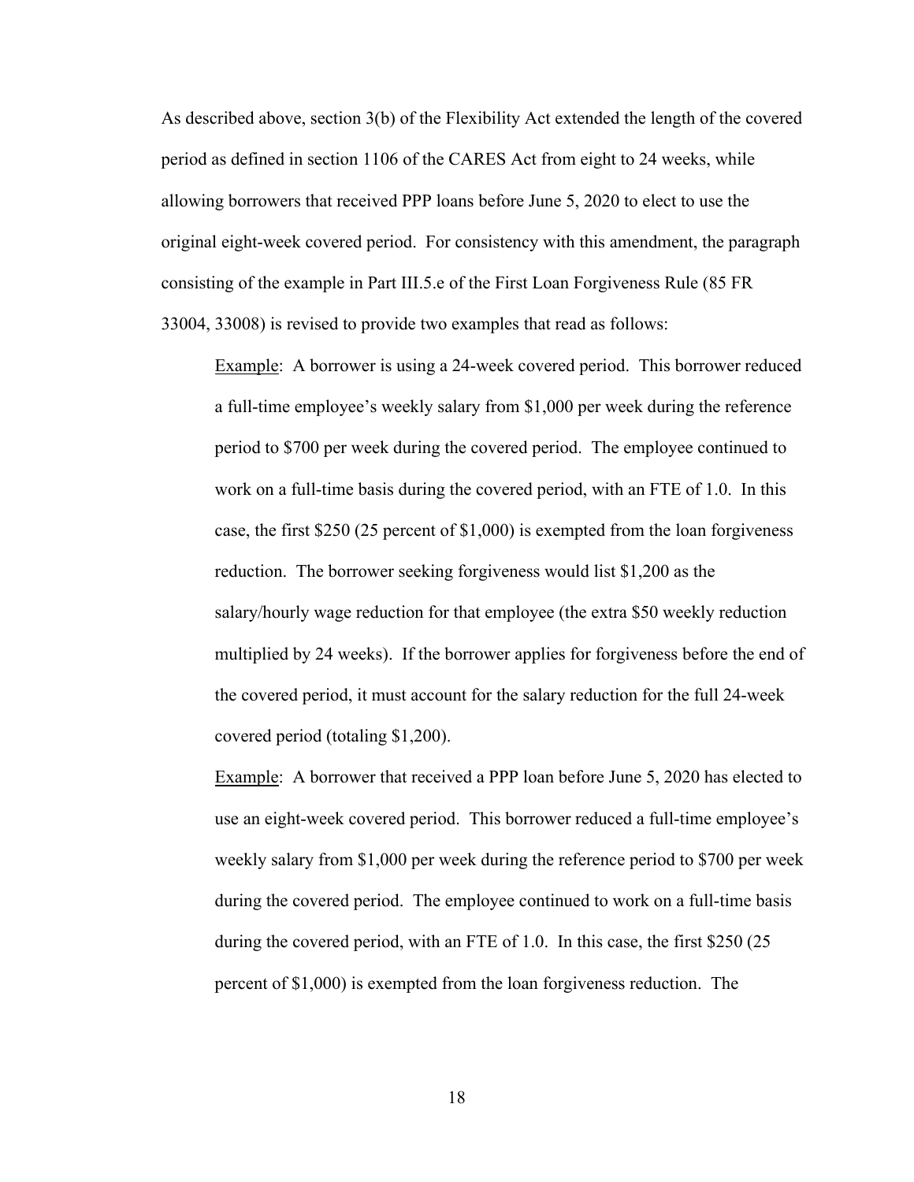As described above, section 3(b) of the Flexibility Act extended the length of the covered period as defined in section 1106 of the CARES Act from eight to 24 weeks, while allowing borrowers that received PPP loans before June 5, 2020 to elect to use the original eight-week covered period. For consistency with this amendment, the paragraph consisting of the example in Part III.5.e of the First Loan Forgiveness Rule (85 FR 33004, 33008) is revised to provide two examples that read as follows:

> Example: A borrower is using a 24-week covered period. This borrower reduced a full-time employee's weekly salary from $1,000 per week during the reference period to $700 per week during the covered period. The employee continued to work on a full-time basis during the covered period, with an FTE of 1.0. In this case, the first $250 (25 percent of $1,000) is exempted from the loan forgiveness reduction. The borrower seeking forgiveness would list $1,200 as the salary/hourly wage reduction for that employee (the extra $50 weekly reduction multiplied by 24 weeks). If the borrower applies for forgiveness before the end of the covered period, it must account for the salary reduction for the full 24-week covered period (totaling $1,200).
>
> Example: A borrower that received a PPP loan before June 5, 2020 has elected to use an eight-week covered period. This borrower reduced a full-time employee's weekly salary from $1,000 per week during the reference period to $700 per week during the covered period. The employee continued to work on a full-time basis during the covered period, with an FTE of 1.0. In this case, the first $250 (25 percent of $1,000) is exempted from the loan forgiveness reduction. The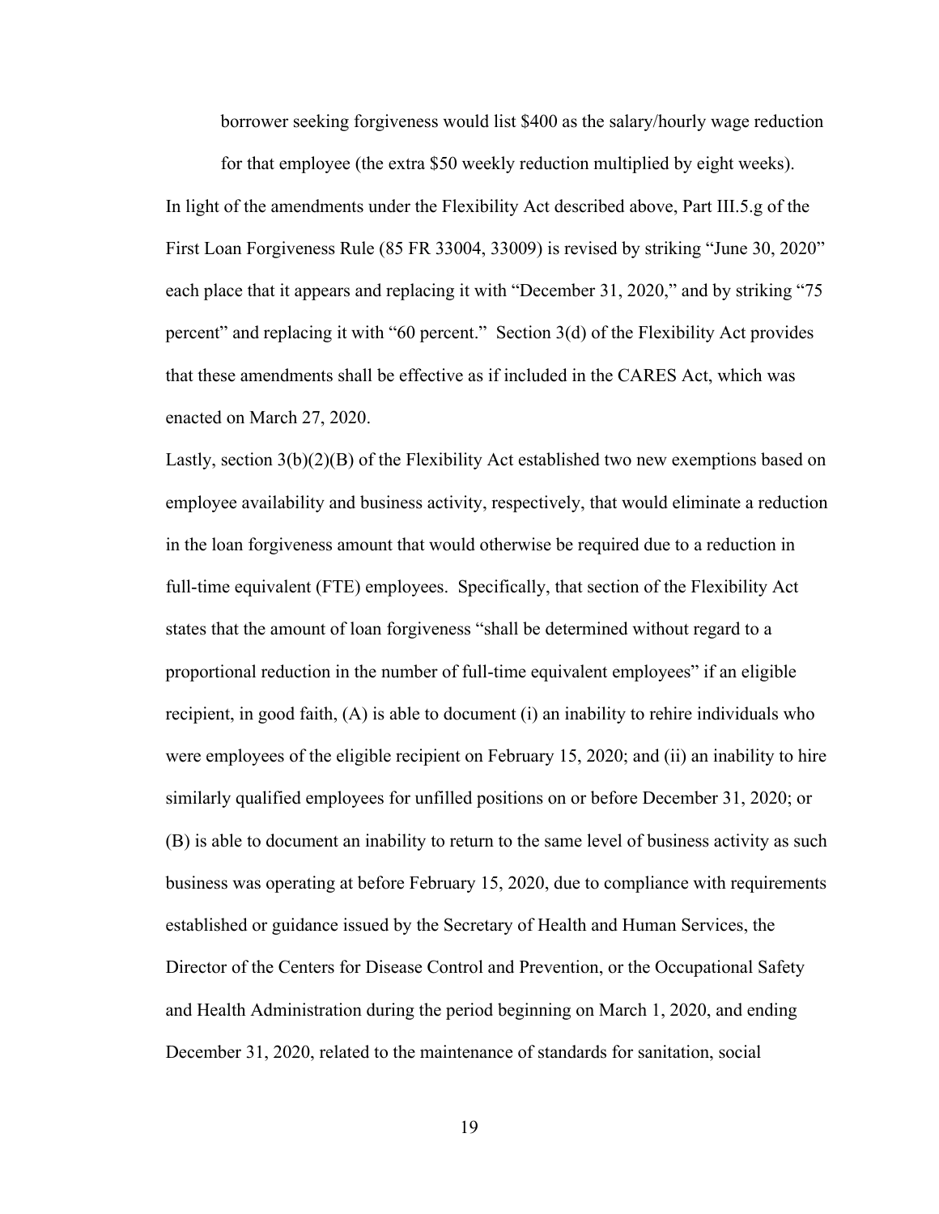borrower seeking forgiveness would list $400 as the salary/hourly wage reduction for that employee (the extra $50 weekly reduction multiplied by eight weeks).

In light of the amendments under the Flexibility Act described above, Part III.5.g of the First Loan Forgiveness Rule (85 FR 33004, 33009) is revised by striking "June 30, 2020" each place that it appears and replacing it with "December 31, 2020," and by striking "75 percent" and replacing it with "60 percent." Section 3(d) of the Flexibility Act provides that these amendments shall be effective as if included in the CARES Act, which was enacted on March 27, 2020.

Lastly, section 3(b)(2)(B) of the Flexibility Act established two new exemptions based on employee availability and business activity, respectively, that would eliminate a reduction in the loan forgiveness amount that would otherwise be required due to a reduction in full-time equivalent (FTE) employees. Specifically, that section of the Flexibility Act states that the amount of loan forgiveness "shall be determined without regard to a proportional reduction in the number of full-time equivalent employees" if an eligible recipient, in good faith, (A) is able to document (i) an inability to rehire individuals who were employees of the eligible recipient on February 15, 2020; and (ii) an inability to hire similarly qualified employees for unfilled positions on or before December 31, 2020; or (B) is able to document an inability to return to the same level of business activity as such business was operating at before February 15, 2020, due to compliance with requirements established or guidance issued by the Secretary of Health and Human Services, the Director of the Centers for Disease Control and Prevention, or the Occupational Safety and Health Administration during the period beginning on March 1, 2020, and ending December 31, 2020, related to the maintenance of standards for sanitation, social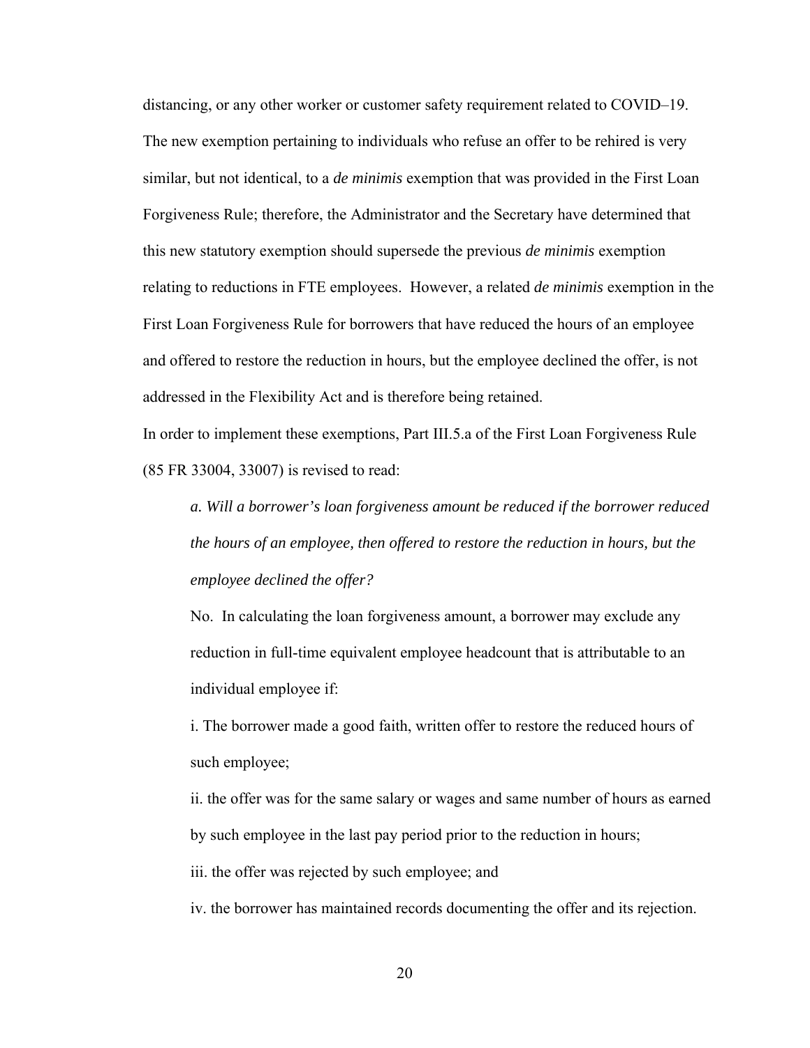distancing, or any other worker or customer safety requirement related to COVID–19. The new exemption pertaining to individuals who refuse an offer to be rehired is very similar, but not identical, to a *de minimis* exemption that was provided in the First Loan Forgiveness Rule; therefore, the Administrator and the Secretary have determined that this new statutory exemption should supersede the previous *de minimis* exemption relating to reductions in FTE employees. However, a related *de minimis* exemption in the First Loan Forgiveness Rule for borrowers that have reduced the hours of an employee and offered to restore the reduction in hours, but the employee declined the offer, is not addressed in the Flexibility Act and is therefore being retained.

In order to implement these exemptions, Part III.5.a of the First Loan Forgiveness Rule (85 FR 33004, 33007) is revised to read:

> *a. Will a borrower's loan forgiveness amount be reduced if the borrower reduced the hours of an employee, then offered to restore the reduction in hours, but the employee declined the offer?*
>
> No. In calculating the loan forgiveness amount, a borrower may exclude any reduction in full-time equivalent employee headcount that is attributable to an individual employee if:
>
> i. The borrower made a good faith, written offer to restore the reduced hours of such employee;
>
> ii. the offer was for the same salary or wages and same number of hours as earned by such employee in the last pay period prior to the reduction in hours;
>
> iii. the offer was rejected by such employee; and
>
> iv. the borrower has maintained records documenting the offer and its rejection.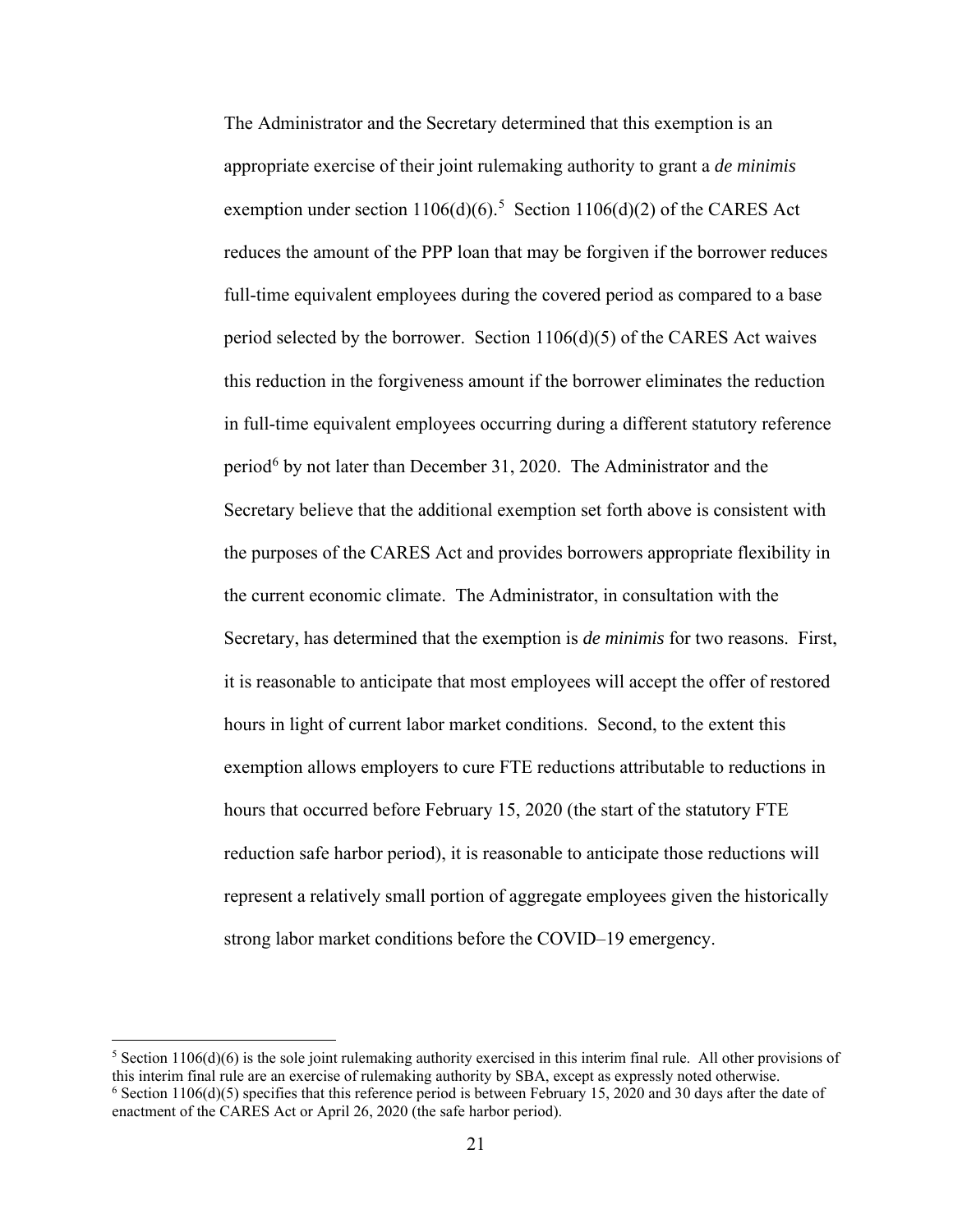The Administrator and the Secretary determined that this exemption is an appropriate exercise of their joint rulemaking authority to grant a *de minimis* exemption under section 1106(d)(6).[5] Section 1106(d)(2) of the CARES Act reduces the amount of the PPP loan that may be forgiven if the borrower reduces full-time equivalent employees during the covered period as compared to a base period selected by the borrower. Section 1106(d)(5) of the CARES Act waives this reduction in the forgiveness amount if the borrower eliminates the reduction in full-time equivalent employees occurring during a different statutory reference period[6] by not later than December 31, 2020. The Administrator and the Secretary believe that the additional exemption set forth above is consistent with the purposes of the CARES Act and provides borrowers appropriate flexibility in the current economic climate. The Administrator, in consultation with the Secretary, has determined that the exemption is *de minimis* for two reasons. First, it is reasonable to anticipate that most employees will accept the offer of restored hours in light of current labor market conditions. Second, to the extent this exemption allows employers to cure FTE reductions attributable to reductions in hours that occurred before February 15, 2020 (the start of the statutory FTE reduction safe harbor period), it is reasonable to anticipate those reductions will represent a relatively small portion of aggregate employees given the historically strong labor market conditions before the COVID–19 emergency.

---

[5] Section 1106(d)(6) is the sole joint rulemaking authority exercised in this interim final rule. All other provisions of this interim final rule are an exercise of rulemaking authority by SBA, except as expressly noted otherwise.

[6] Section 1106(d)(5) specifies that this reference period is between February 15, 2020 and 30 days after the date of enactment of the CARES Act or April 26, 2020 (the safe harbor period).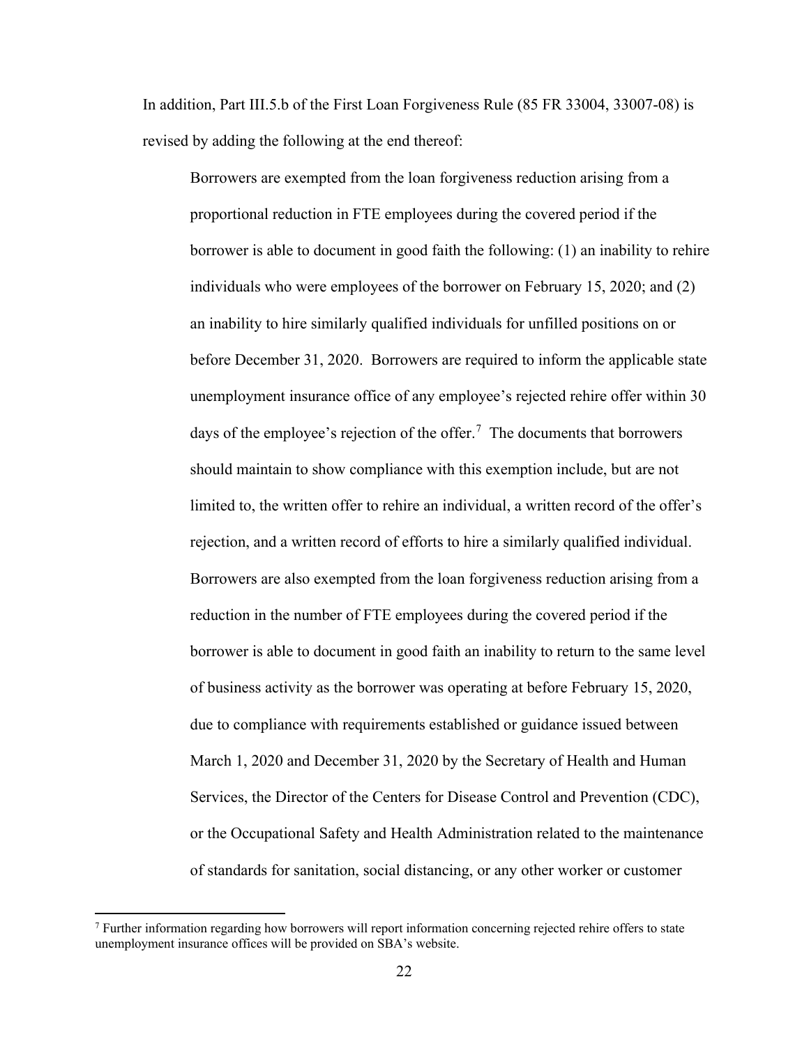In addition, Part III.5.b of the First Loan Forgiveness Rule (85 FR 33004, 33007-08) is revised by adding the following at the end thereof:

> Borrowers are exempted from the loan forgiveness reduction arising from a proportional reduction in FTE employees during the covered period if the borrower is able to document in good faith the following: (1) an inability to rehire individuals who were employees of the borrower on February 15, 2020; and (2) an inability to hire similarly qualified individuals for unfilled positions on or before December 31, 2020. Borrowers are required to inform the applicable state unemployment insurance office of any employee's rejected rehire offer within 30 days of the employee's rejection of the offer.[7] The documents that borrowers should maintain to show compliance with this exemption include, but are not limited to, the written offer to rehire an individual, a written record of the offer's rejection, and a written record of efforts to hire a similarly qualified individual. Borrowers are also exempted from the loan forgiveness reduction arising from a reduction in the number of FTE employees during the covered period if the borrower is able to document in good faith an inability to return to the same level of business activity as the borrower was operating at before February 15, 2020, due to compliance with requirements established or guidance issued between March 1, 2020 and December 31, 2020 by the Secretary of Health and Human Services, the Director of the Centers for Disease Control and Prevention (CDC), or the Occupational Safety and Health Administration related to the maintenance of standards for sanitation, social distancing, or any other worker or customer

[7] Further information regarding how borrowers will report information concerning rejected rehire offers to state unemployment insurance offices will be provided on SBA's website.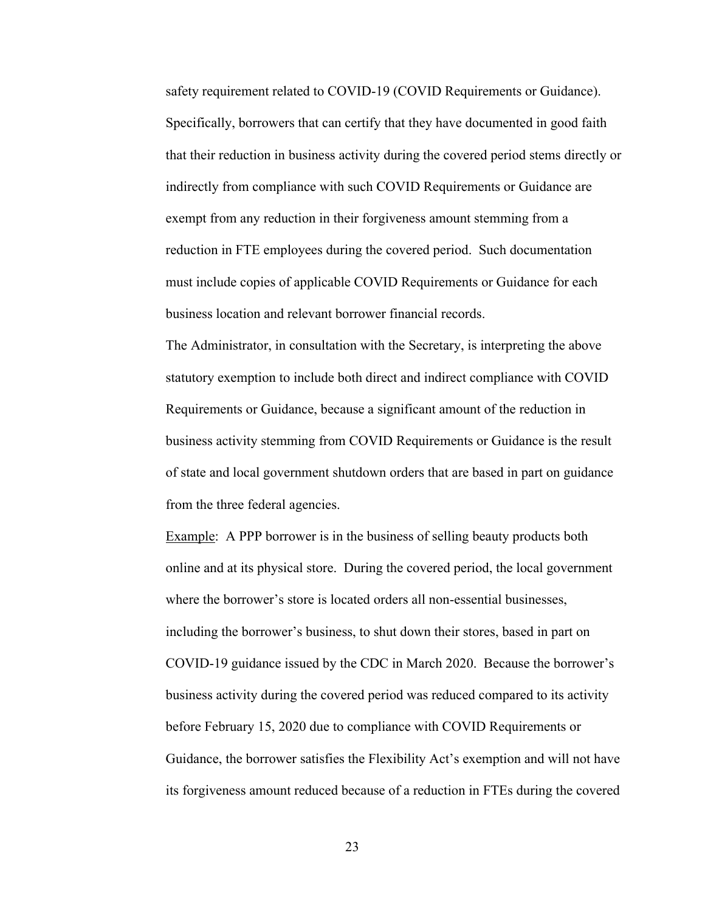safety requirement related to COVID-19 (COVID Requirements or Guidance). Specifically, borrowers that can certify that they have documented in good faith that their reduction in business activity during the covered period stems directly or indirectly from compliance with such COVID Requirements or Guidance are exempt from any reduction in their forgiveness amount stemming from a reduction in FTE employees during the covered period. Such documentation must include copies of applicable COVID Requirements or Guidance for each business location and relevant borrower financial records.

The Administrator, in consultation with the Secretary, is interpreting the above statutory exemption to include both direct and indirect compliance with COVID Requirements or Guidance, because a significant amount of the reduction in business activity stemming from COVID Requirements or Guidance is the result of state and local government shutdown orders that are based in part on guidance from the three federal agencies.

Example: A PPP borrower is in the business of selling beauty products both online and at its physical store. During the covered period, the local government where the borrower's store is located orders all non-essential businesses, including the borrower's business, to shut down their stores, based in part on COVID-19 guidance issued by the CDC in March 2020. Because the borrower's business activity during the covered period was reduced compared to its activity before February 15, 2020 due to compliance with COVID Requirements or Guidance, the borrower satisfies the Flexibility Act's exemption and will not have its forgiveness amount reduced because of a reduction in FTEs during the covered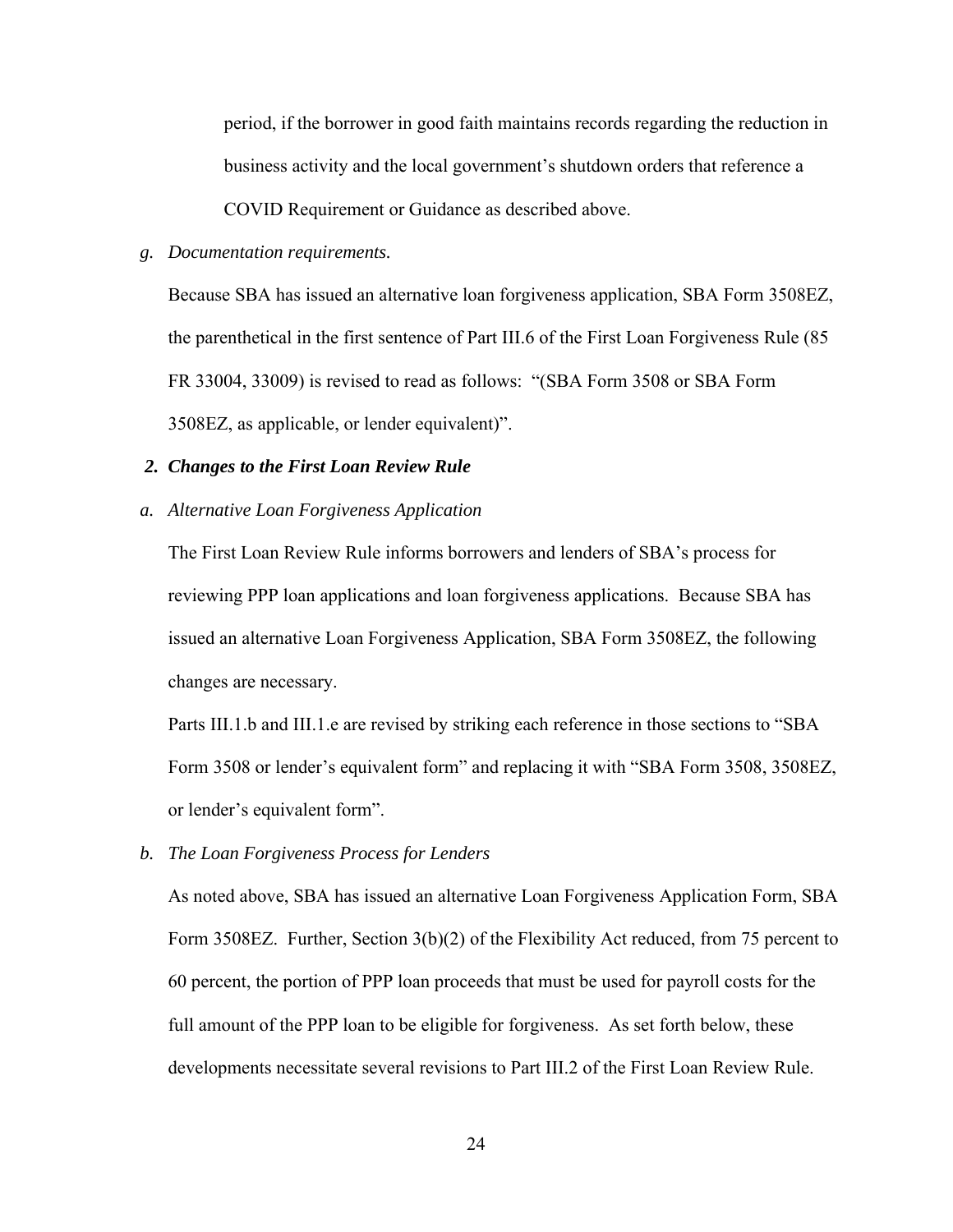period, if the borrower in good faith maintains records regarding the reduction in business activity and the local government's shutdown orders that reference a COVID Requirement or Guidance as described above.

*g. Documentation requirements.*

Because SBA has issued an alternative loan forgiveness application, SBA Form 3508EZ, the parenthetical in the first sentence of Part III.6 of the First Loan Forgiveness Rule (85 FR 33004, 33009) is revised to read as follows: "(SBA Form 3508 or SBA Form 3508EZ, as applicable, or lender equivalent)".

***2. Changes to the First Loan Review Rule***

*a. Alternative Loan Forgiveness Application*

The First Loan Review Rule informs borrowers and lenders of SBA's process for reviewing PPP loan applications and loan forgiveness applications. Because SBA has issued an alternative Loan Forgiveness Application, SBA Form 3508EZ, the following changes are necessary.

Parts III.1.b and III.1.e are revised by striking each reference in those sections to "SBA Form 3508 or lender's equivalent form" and replacing it with "SBA Form 3508, 3508EZ, or lender's equivalent form".

*b. The Loan Forgiveness Process for Lenders*

As noted above, SBA has issued an alternative Loan Forgiveness Application Form, SBA Form 3508EZ. Further, Section 3(b)(2) of the Flexibility Act reduced, from 75 percent to 60 percent, the portion of PPP loan proceeds that must be used for payroll costs for the full amount of the PPP loan to be eligible for forgiveness. As set forth below, these developments necessitate several revisions to Part III.2 of the First Loan Review Rule.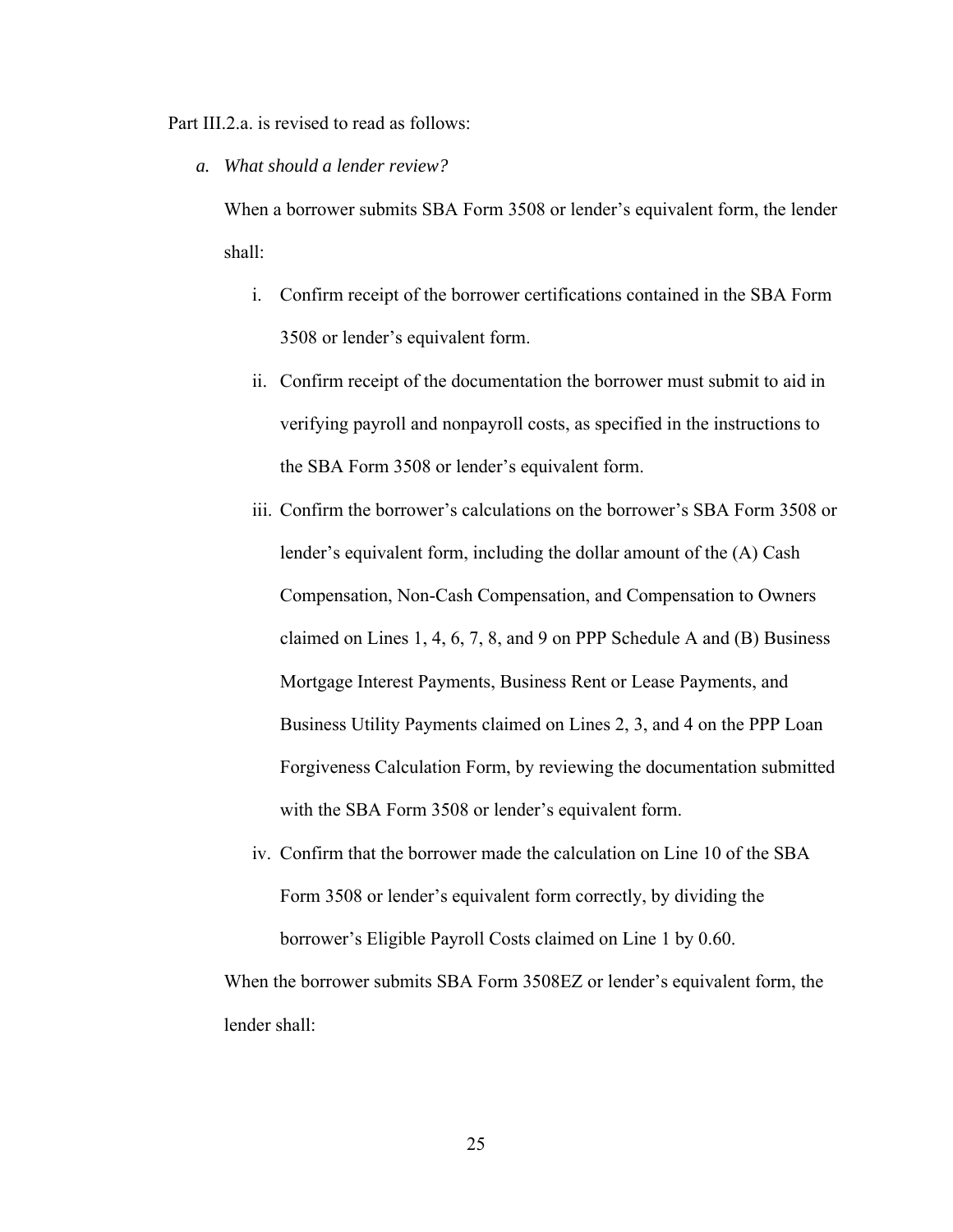Part III.2.a. is revised to read as follows:

a. *What should a lender review?*

When a borrower submits SBA Form 3508 or lender's equivalent form, the lender shall:

i. Confirm receipt of the borrower certifications contained in the SBA Form 3508 or lender's equivalent form.

ii. Confirm receipt of the documentation the borrower must submit to aid in verifying payroll and nonpayroll costs, as specified in the instructions to the SBA Form 3508 or lender's equivalent form.

iii. Confirm the borrower's calculations on the borrower's SBA Form 3508 or lender's equivalent form, including the dollar amount of the (A) Cash Compensation, Non-Cash Compensation, and Compensation to Owners claimed on Lines 1, 4, 6, 7, 8, and 9 on PPP Schedule A and (B) Business Mortgage Interest Payments, Business Rent or Lease Payments, and Business Utility Payments claimed on Lines 2, 3, and 4 on the PPP Loan Forgiveness Calculation Form, by reviewing the documentation submitted with the SBA Form 3508 or lender's equivalent form.

iv. Confirm that the borrower made the calculation on Line 10 of the SBA Form 3508 or lender's equivalent form correctly, by dividing the borrower's Eligible Payroll Costs claimed on Line 1 by 0.60.

When the borrower submits SBA Form 3508EZ or lender's equivalent form, the lender shall: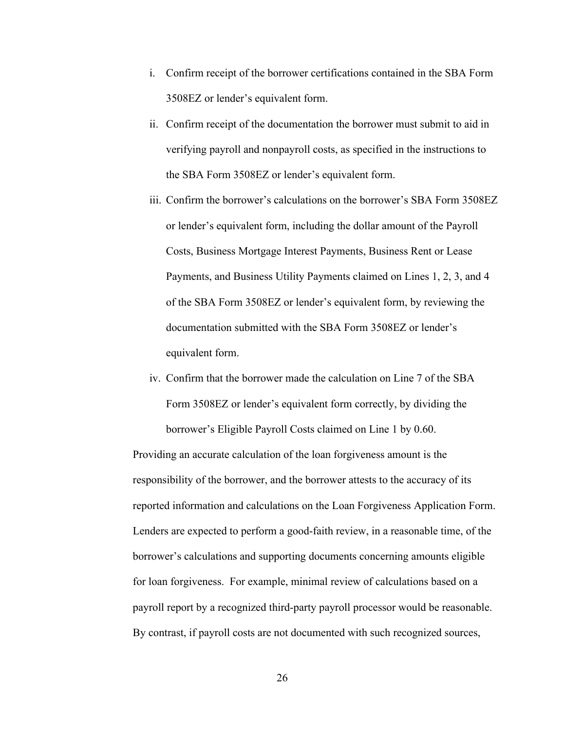i. Confirm receipt of the borrower certifications contained in the SBA Form 3508EZ or lender's equivalent form.

ii. Confirm receipt of the documentation the borrower must submit to aid in verifying payroll and nonpayroll costs, as specified in the instructions to the SBA Form 3508EZ or lender's equivalent form.

iii. Confirm the borrower's calculations on the borrower's SBA Form 3508EZ or lender's equivalent form, including the dollar amount of the Payroll Costs, Business Mortgage Interest Payments, Business Rent or Lease Payments, and Business Utility Payments claimed on Lines 1, 2, 3, and 4 of the SBA Form 3508EZ or lender's equivalent form, by reviewing the documentation submitted with the SBA Form 3508EZ or lender's equivalent form.

iv. Confirm that the borrower made the calculation on Line 7 of the SBA Form 3508EZ or lender's equivalent form correctly, by dividing the borrower's Eligible Payroll Costs claimed on Line 1 by 0.60.

Providing an accurate calculation of the loan forgiveness amount is the responsibility of the borrower, and the borrower attests to the accuracy of its reported information and calculations on the Loan Forgiveness Application Form. Lenders are expected to perform a good-faith review, in a reasonable time, of the borrower's calculations and supporting documents concerning amounts eligible for loan forgiveness. For example, minimal review of calculations based on a payroll report by a recognized third-party payroll processor would be reasonable. By contrast, if payroll costs are not documented with such recognized sources,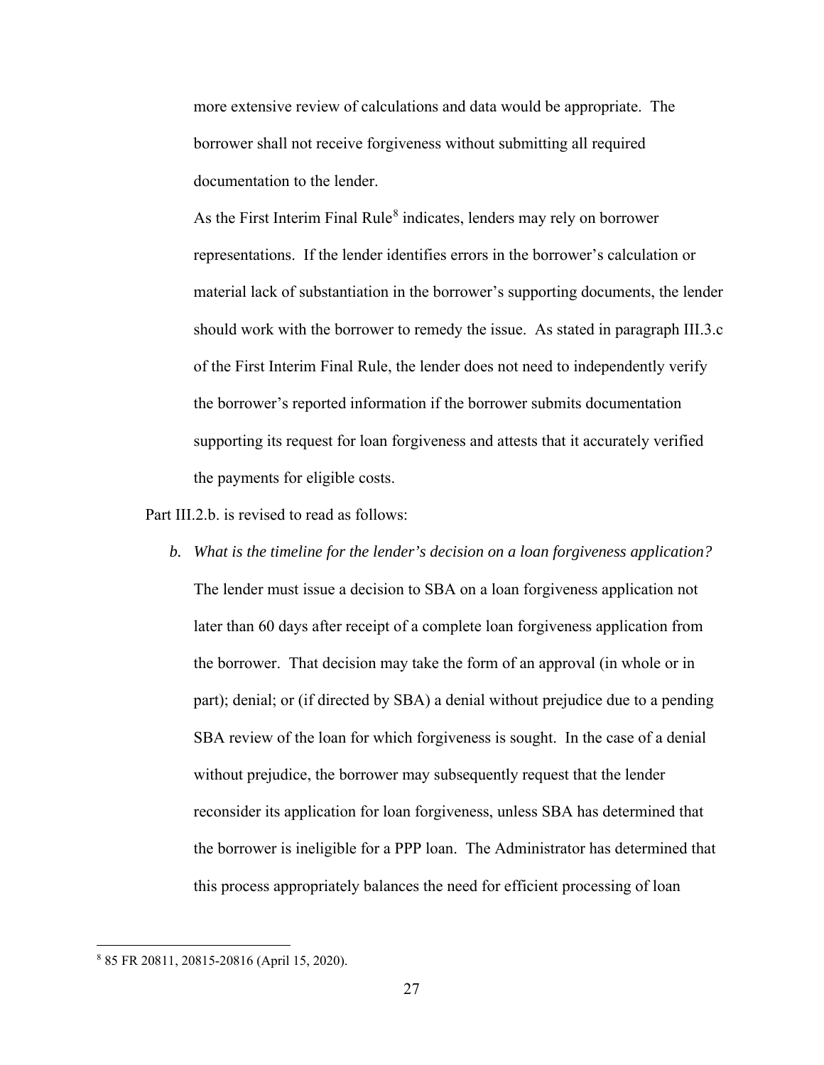more extensive review of calculations and data would be appropriate. The borrower shall not receive forgiveness without submitting all required documentation to the lender.

As the First Interim Final Rule[8] indicates, lenders may rely on borrower representations. If the lender identifies errors in the borrower's calculation or material lack of substantiation in the borrower's supporting documents, the lender should work with the borrower to remedy the issue. As stated in paragraph III.3.c of the First Interim Final Rule, the lender does not need to independently verify the borrower's reported information if the borrower submits documentation supporting its request for loan forgiveness and attests that it accurately verified the payments for eligible costs.

Part III.2.b. is revised to read as follows:

b. *What is the timeline for the lender's decision on a loan forgiveness application?* The lender must issue a decision to SBA on a loan forgiveness application not later than 60 days after receipt of a complete loan forgiveness application from the borrower. That decision may take the form of an approval (in whole or in part); denial; or (if directed by SBA) a denial without prejudice due to a pending SBA review of the loan for which forgiveness is sought. In the case of a denial without prejudice, the borrower may subsequently request that the lender reconsider its application for loan forgiveness, unless SBA has determined that the borrower is ineligible for a PPP loan. The Administrator has determined that this process appropriately balances the need for efficient processing of loan

[8] 85 FR 20811, 20815-20816 (April 15, 2020).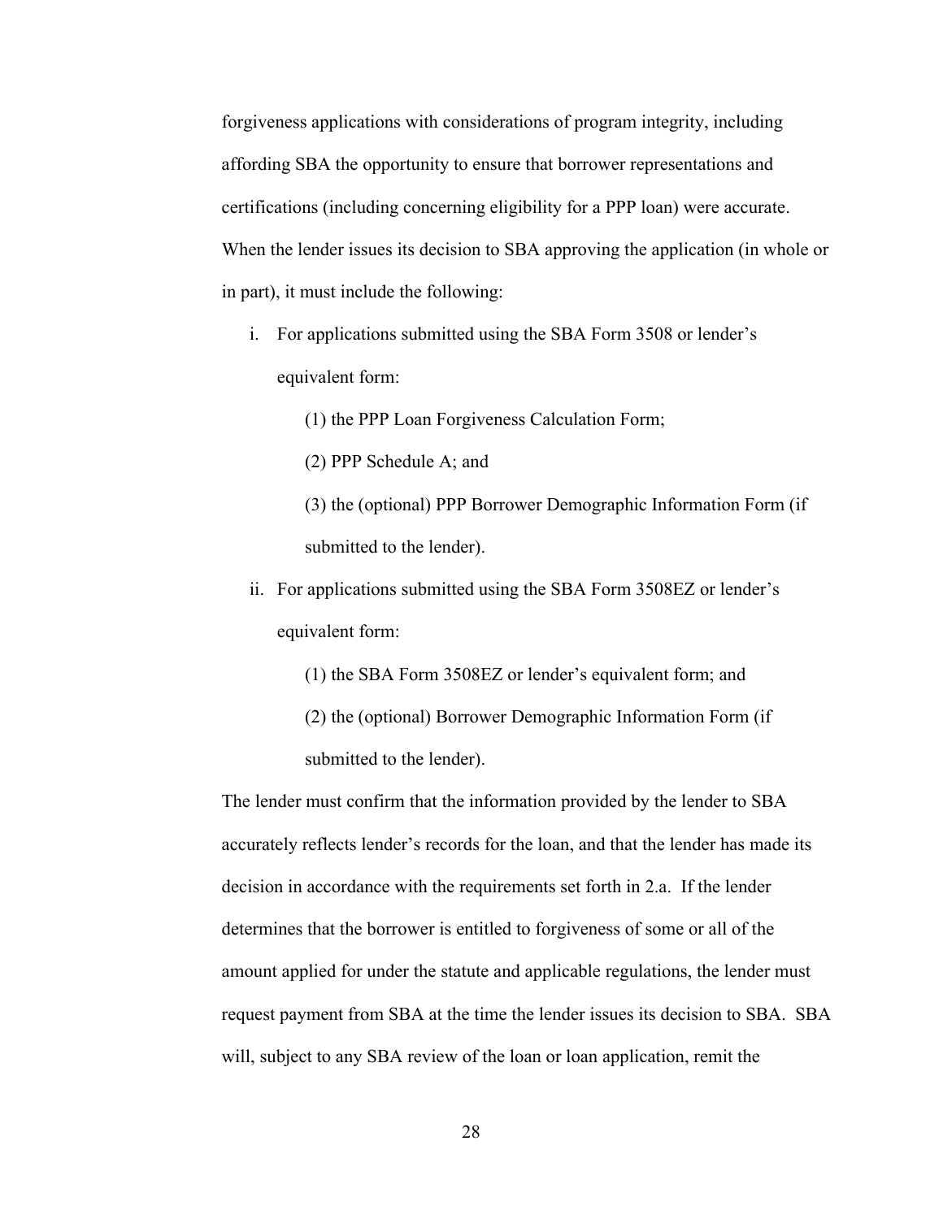forgiveness applications with considerations of program integrity, including affording SBA the opportunity to ensure that borrower representations and certifications (including concerning eligibility for a PPP loan) were accurate. When the lender issues its decision to SBA approving the application (in whole or in part), it must include the following:

i. For applications submitted using the SBA Form 3508 or lender's equivalent form:

   (1) the PPP Loan Forgiveness Calculation Form;

   (2) PPP Schedule A; and

   (3) the (optional) PPP Borrower Demographic Information Form (if submitted to the lender).

ii. For applications submitted using the SBA Form 3508EZ or lender's equivalent form:

   (1) the SBA Form 3508EZ or lender's equivalent form; and

   (2) the (optional) Borrower Demographic Information Form (if submitted to the lender).

The lender must confirm that the information provided by the lender to SBA accurately reflects lender's records for the loan, and that the lender has made its decision in accordance with the requirements set forth in 2.a. If the lender determines that the borrower is entitled to forgiveness of some or all of the amount applied for under the statute and applicable regulations, the lender must request payment from SBA at the time the lender issues its decision to SBA. SBA will, subject to any SBA review of the loan or loan application, remit the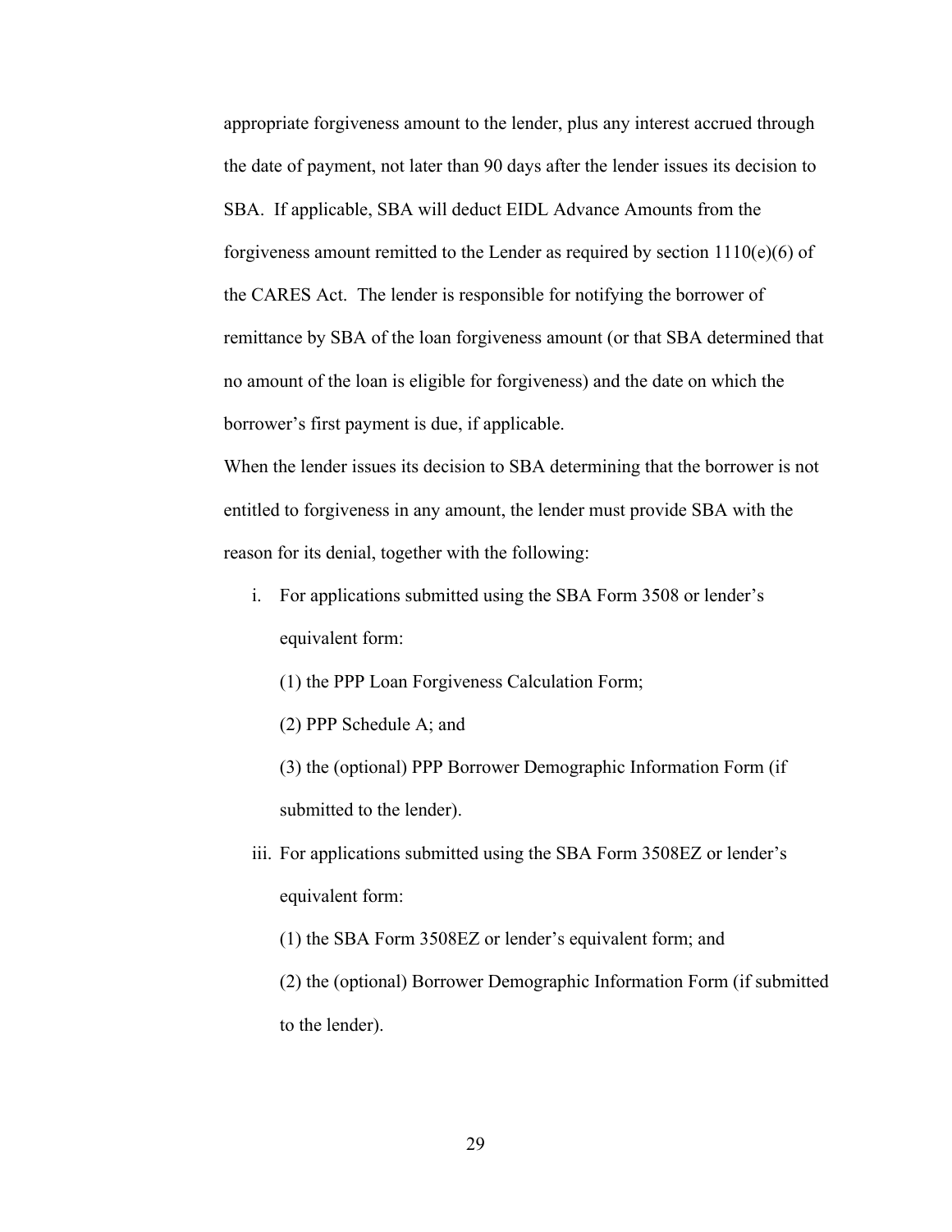appropriate forgiveness amount to the lender, plus any interest accrued through the date of payment, not later than 90 days after the lender issues its decision to SBA. If applicable, SBA will deduct EIDL Advance Amounts from the forgiveness amount remitted to the Lender as required by section 1110(e)(6) of the CARES Act. The lender is responsible for notifying the borrower of remittance by SBA of the loan forgiveness amount (or that SBA determined that no amount of the loan is eligible for forgiveness) and the date on which the borrower's first payment is due, if applicable.

When the lender issues its decision to SBA determining that the borrower is not entitled to forgiveness in any amount, the lender must provide SBA with the reason for its denial, together with the following:

i. For applications submitted using the SBA Form 3508 or lender's equivalent form:

   (1) the PPP Loan Forgiveness Calculation Form;

   (2) PPP Schedule A; and

   (3) the (optional) PPP Borrower Demographic Information Form (if submitted to the lender).

iii. For applications submitted using the SBA Form 3508EZ or lender's equivalent form:

   (1) the SBA Form 3508EZ or lender's equivalent form; and

   (2) the (optional) Borrower Demographic Information Form (if submitted to the lender).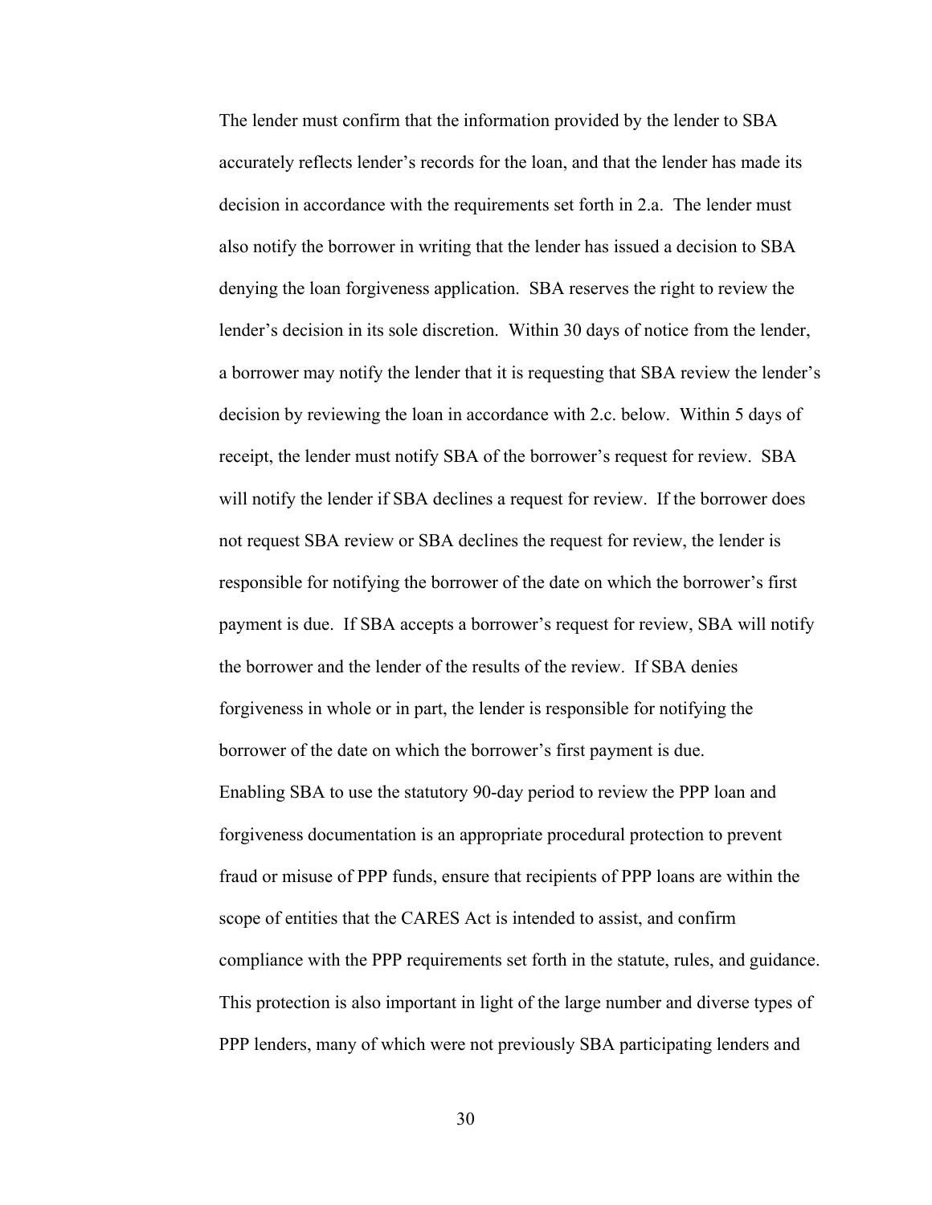The lender must confirm that the information provided by the lender to SBA accurately reflects lender's records for the loan, and that the lender has made its decision in accordance with the requirements set forth in 2.a. The lender must also notify the borrower in writing that the lender has issued a decision to SBA denying the loan forgiveness application. SBA reserves the right to review the lender's decision in its sole discretion. Within 30 days of notice from the lender, a borrower may notify the lender that it is requesting that SBA review the lender's decision by reviewing the loan in accordance with 2.c. below. Within 5 days of receipt, the lender must notify SBA of the borrower's request for review. SBA will notify the lender if SBA declines a request for review. If the borrower does not request SBA review or SBA declines the request for review, the lender is responsible for notifying the borrower of the date on which the borrower's first payment is due. If SBA accepts a borrower's request for review, SBA will notify the borrower and the lender of the results of the review. If SBA denies forgiveness in whole or in part, the lender is responsible for notifying the borrower of the date on which the borrower's first payment is due.

Enabling SBA to use the statutory 90-day period to review the PPP loan and forgiveness documentation is an appropriate procedural protection to prevent fraud or misuse of PPP funds, ensure that recipients of PPP loans are within the scope of entities that the CARES Act is intended to assist, and confirm compliance with the PPP requirements set forth in the statute, rules, and guidance. This protection is also important in light of the large number and diverse types of PPP lenders, many of which were not previously SBA participating lenders and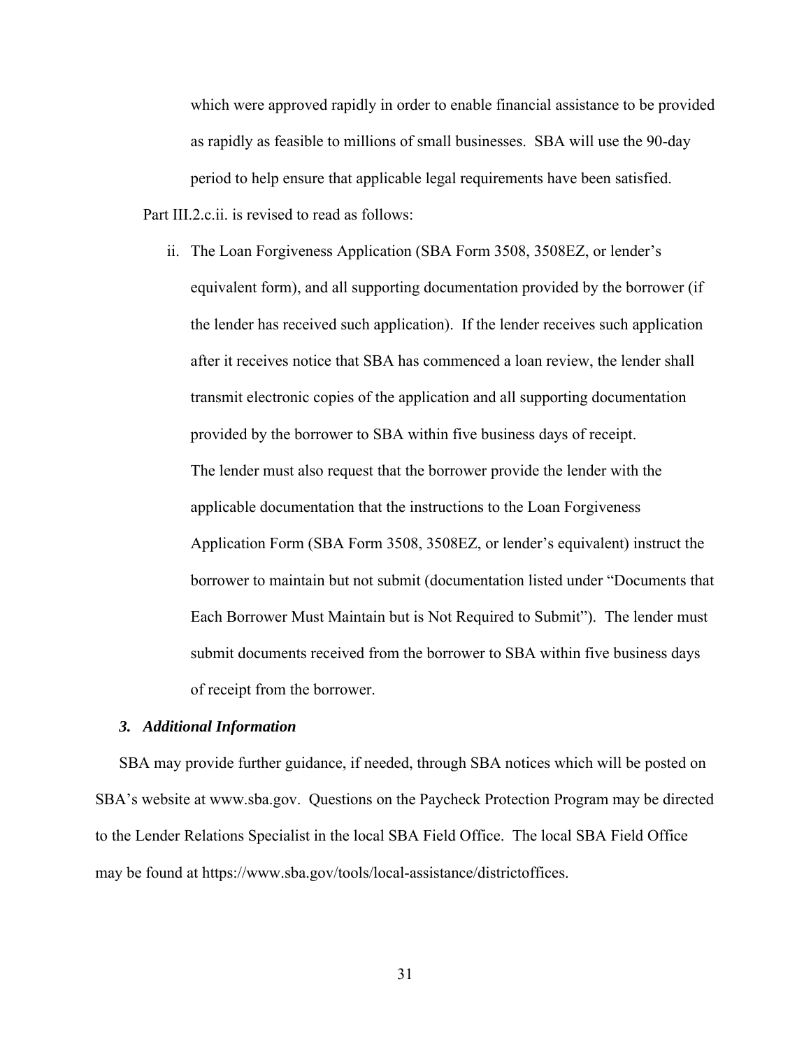which were approved rapidly in order to enable financial assistance to be provided as rapidly as feasible to millions of small businesses. SBA will use the 90-day period to help ensure that applicable legal requirements have been satisfied.

Part III.2.c.ii. is revised to read as follows:

ii. The Loan Forgiveness Application (SBA Form 3508, 3508EZ, or lender's equivalent form), and all supporting documentation provided by the borrower (if the lender has received such application). If the lender receives such application after it receives notice that SBA has commenced a loan review, the lender shall transmit electronic copies of the application and all supporting documentation provided by the borrower to SBA within five business days of receipt.
The lender must also request that the borrower provide the lender with the applicable documentation that the instructions to the Loan Forgiveness Application Form (SBA Form 3508, 3508EZ, or lender's equivalent) instruct the borrower to maintain but not submit (documentation listed under "Documents that Each Borrower Must Maintain but is Not Required to Submit"). The lender must submit documents received from the borrower to SBA within five business days of receipt from the borrower.

### *3. Additional Information*

SBA may provide further guidance, if needed, through SBA notices which will be posted on SBA's website at www.sba.gov. Questions on the Paycheck Protection Program may be directed to the Lender Relations Specialist in the local SBA Field Office. The local SBA Field Office may be found at https://www.sba.gov/tools/local-assistance/districtoffices.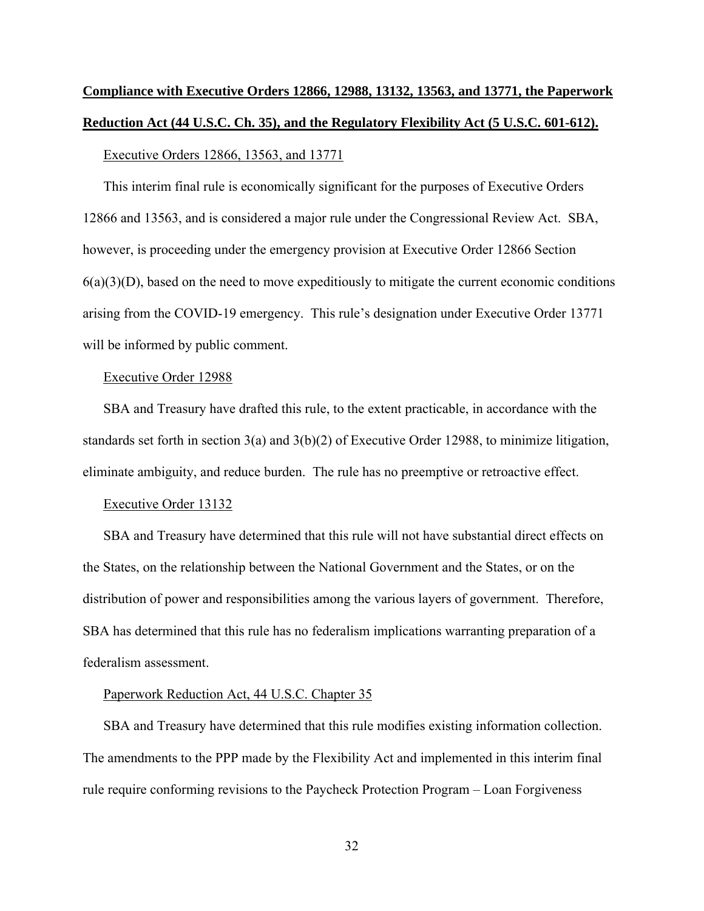**Compliance with Executive Orders 12866, 12988, 13132, 13563, and 13771, the Paperwork Reduction Act (44 U.S.C. Ch. 35), and the Regulatory Flexibility Act (5 U.S.C. 601-612).**

Executive Orders 12866, 13563, and 13771

This interim final rule is economically significant for the purposes of Executive Orders 12866 and 13563, and is considered a major rule under the Congressional Review Act. SBA, however, is proceeding under the emergency provision at Executive Order 12866 Section 6(a)(3)(D), based on the need to move expeditiously to mitigate the current economic conditions arising from the COVID-19 emergency. This rule's designation under Executive Order 13771 will be informed by public comment.

Executive Order 12988

SBA and Treasury have drafted this rule, to the extent practicable, in accordance with the standards set forth in section 3(a) and 3(b)(2) of Executive Order 12988, to minimize litigation, eliminate ambiguity, and reduce burden. The rule has no preemptive or retroactive effect.

Executive Order 13132

SBA and Treasury have determined that this rule will not have substantial direct effects on the States, on the relationship between the National Government and the States, or on the distribution of power and responsibilities among the various layers of government. Therefore, SBA has determined that this rule has no federalism implications warranting preparation of a federalism assessment.

Paperwork Reduction Act, 44 U.S.C. Chapter 35

SBA and Treasury have determined that this rule modifies existing information collection. The amendments to the PPP made by the Flexibility Act and implemented in this interim final rule require conforming revisions to the Paycheck Protection Program – Loan Forgiveness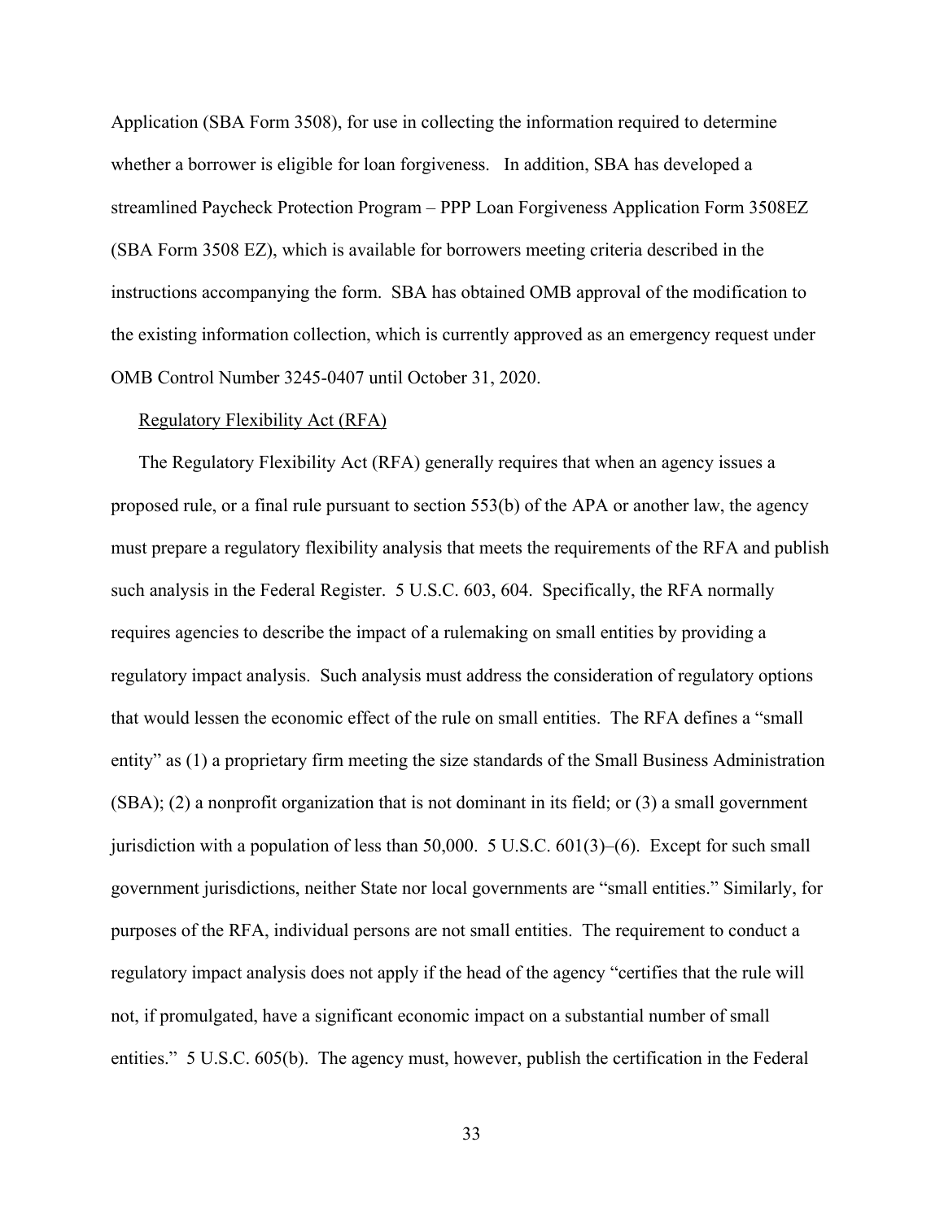Application (SBA Form 3508), for use in collecting the information required to determine whether a borrower is eligible for loan forgiveness. In addition, SBA has developed a streamlined Paycheck Protection Program – PPP Loan Forgiveness Application Form 3508EZ (SBA Form 3508 EZ), which is available for borrowers meeting criteria described in the instructions accompanying the form. SBA has obtained OMB approval of the modification to the existing information collection, which is currently approved as an emergency request under OMB Control Number 3245-0407 until October 31, 2020.

Regulatory Flexibility Act (RFA)

The Regulatory Flexibility Act (RFA) generally requires that when an agency issues a proposed rule, or a final rule pursuant to section 553(b) of the APA or another law, the agency must prepare a regulatory flexibility analysis that meets the requirements of the RFA and publish such analysis in the Federal Register. 5 U.S.C. 603, 604. Specifically, the RFA normally requires agencies to describe the impact of a rulemaking on small entities by providing a regulatory impact analysis. Such analysis must address the consideration of regulatory options that would lessen the economic effect of the rule on small entities. The RFA defines a "small entity" as (1) a proprietary firm meeting the size standards of the Small Business Administration (SBA); (2) a nonprofit organization that is not dominant in its field; or (3) a small government jurisdiction with a population of less than 50,000. 5 U.S.C. 601(3)–(6). Except for such small government jurisdictions, neither State nor local governments are "small entities." Similarly, for purposes of the RFA, individual persons are not small entities. The requirement to conduct a regulatory impact analysis does not apply if the head of the agency "certifies that the rule will not, if promulgated, have a significant economic impact on a substantial number of small entities." 5 U.S.C. 605(b). The agency must, however, publish the certification in the Federal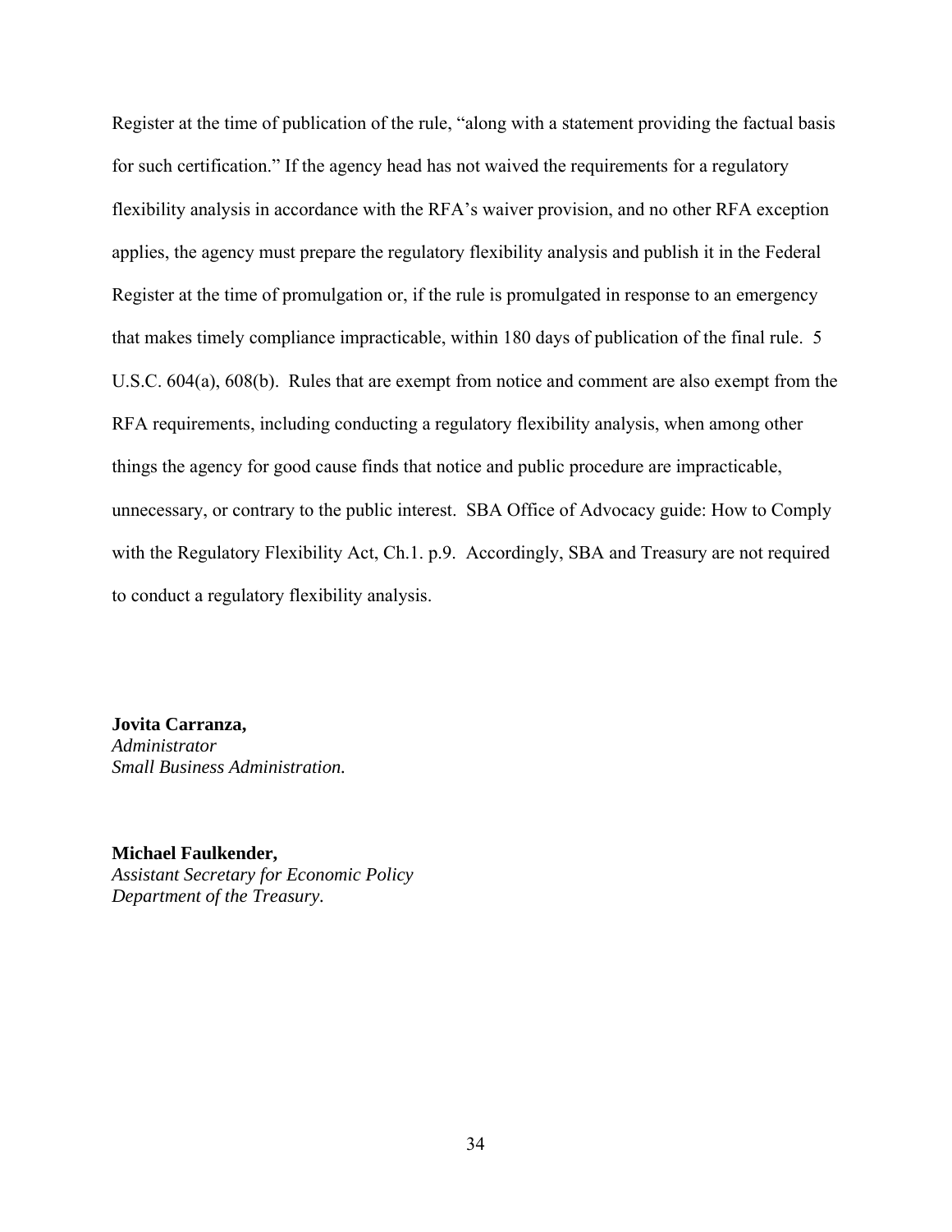Register at the time of publication of the rule, "along with a statement providing the factual basis for such certification." If the agency head has not waived the requirements for a regulatory flexibility analysis in accordance with the RFA's waiver provision, and no other RFA exception applies, the agency must prepare the regulatory flexibility analysis and publish it in the Federal Register at the time of promulgation or, if the rule is promulgated in response to an emergency that makes timely compliance impracticable, within 180 days of publication of the final rule. 5 U.S.C. 604(a), 608(b). Rules that are exempt from notice and comment are also exempt from the RFA requirements, including conducting a regulatory flexibility analysis, when among other things the agency for good cause finds that notice and public procedure are impracticable, unnecessary, or contrary to the public interest. SBA Office of Advocacy guide: How to Comply with the Regulatory Flexibility Act, Ch.1. p.9. Accordingly, SBA and Treasury are not required to conduct a regulatory flexibility analysis.

**Jovita Carranza,**
*Administrator*
*Small Business Administration.*

**Michael Faulkender,**
*Assistant Secretary for Economic Policy*
*Department of the Treasury.*